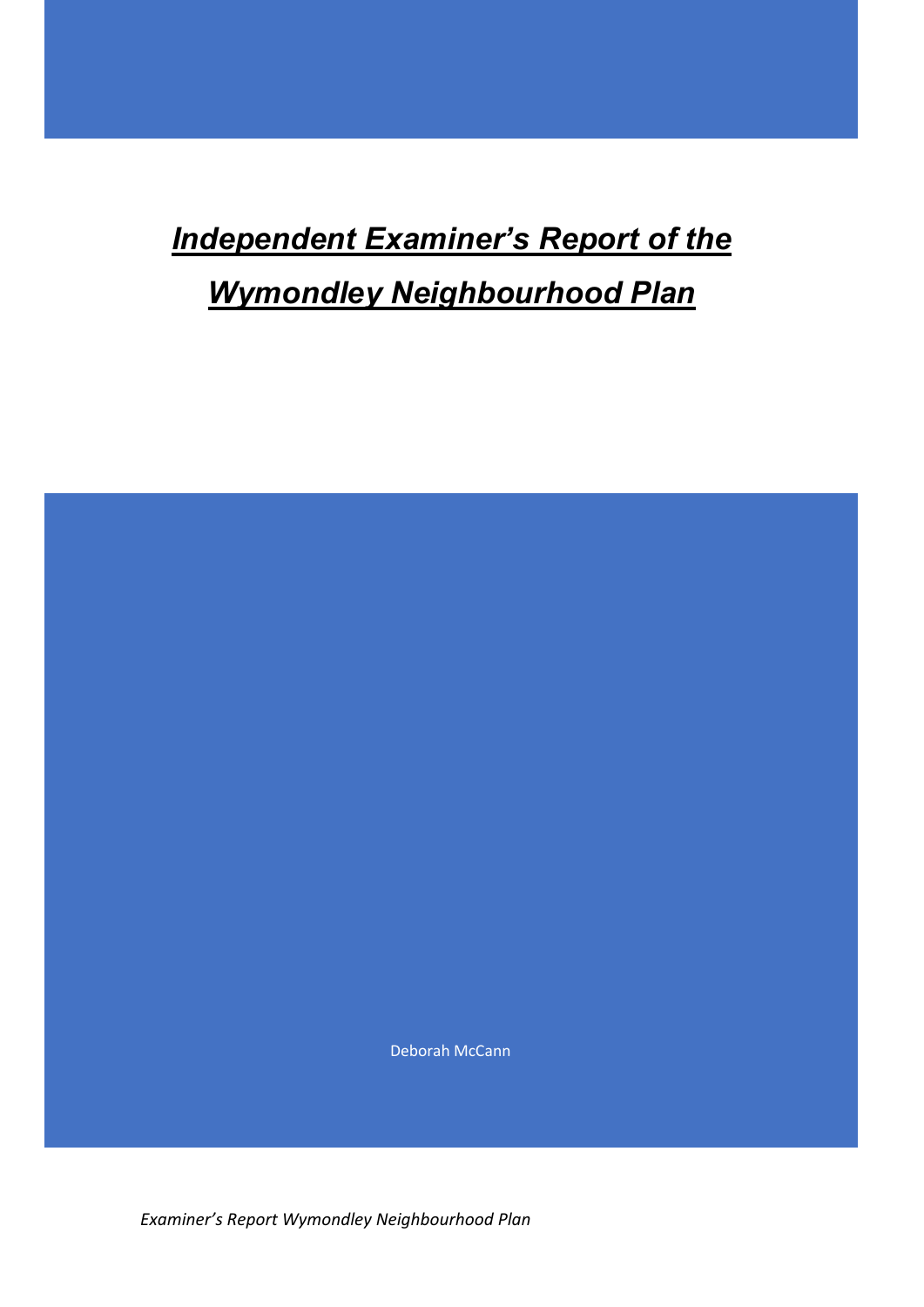# *Independent Examiner's Report of the Wymondley Neighbourhood Plan*

Deborah McCann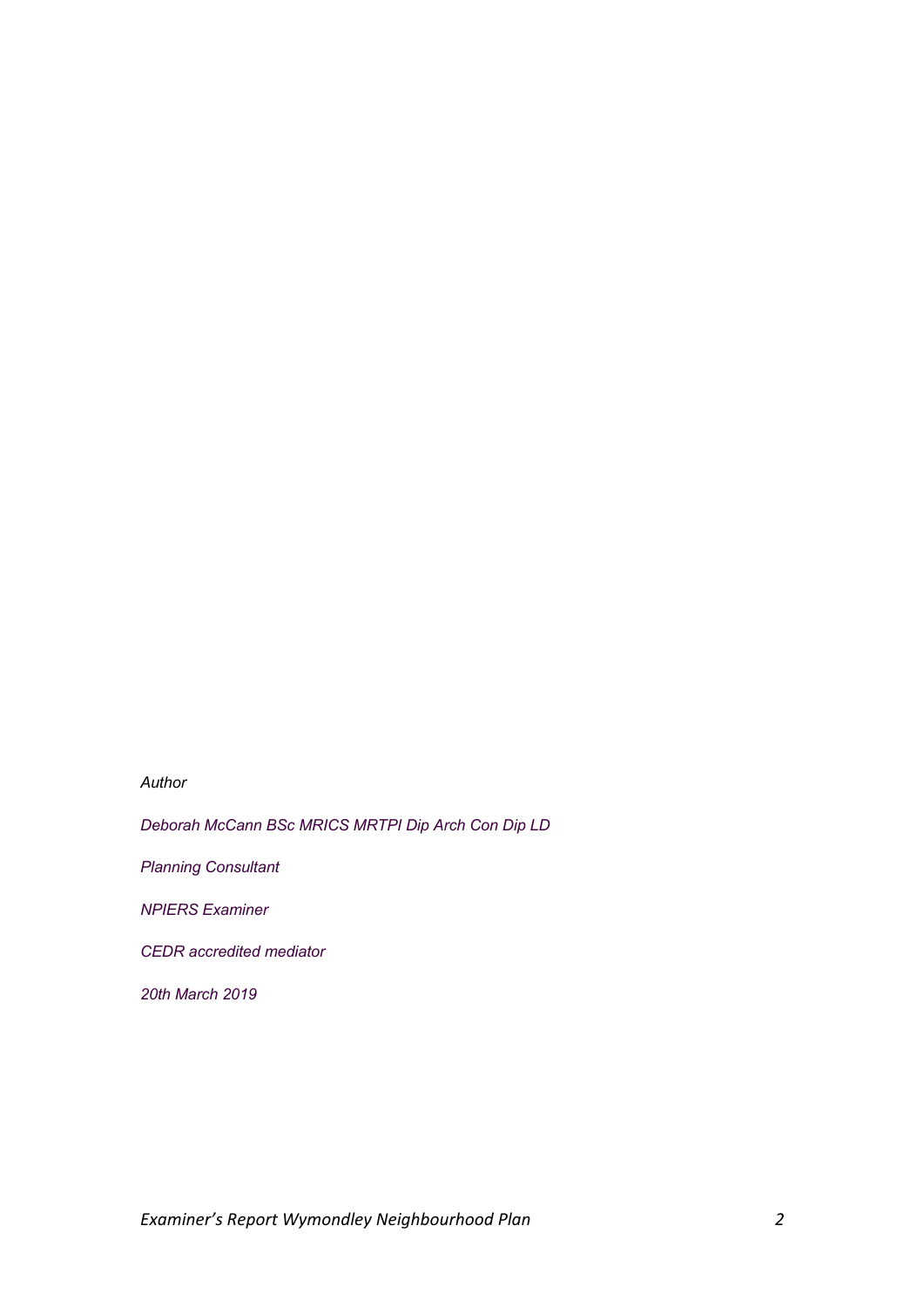*Author*

*Deborah McCann BSc MRICS MRTPI Dip Arch Con Dip LD*

*Planning Consultant*

*NPIERS Examiner*

*CEDR accredited mediator*

*20th March 2019*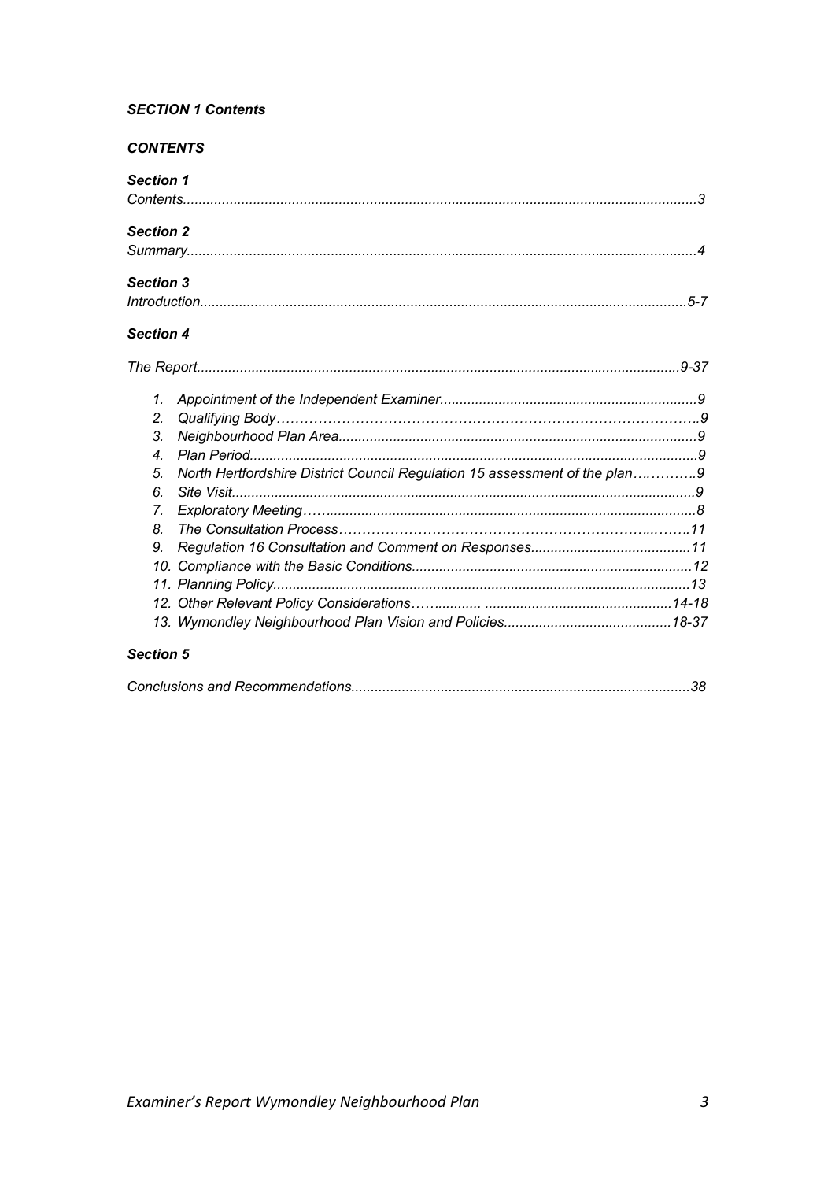***SECTION 1 Contents***

***CONTENTS***

***Section 1***
*Contents....................................................................................................................................3*

***Section 2***
*Summary...................................................................................................................................4*

***Section 3***
*Introduction..........................................................................................................................5-7*

***Section 4***

*The Report..........................................................................................................................9-37*

1. *Appointment of the Independent Examiner.................................................................9*
2. *Qualifying Body…………………………………………………………………………….9*
3. *Neighbourhood Plan Area...........................................................................................9*
4. *Plan Period..................................................................................................................9*
5. *North Hertfordshire District Council Regulation 15 assessment of the plan….……….9*
6. *Site Visit.......................................................................................................................9*
7. *Exploratory Meeting……..............................................................................................8*
8. *The Consultation Process………………………………………………………..……..11*
9. *Regulation 16 Consultation and Comment on Responses.........................................11*
10. *Compliance with the Basic Conditions.......................................................................12*
11. *Planning Policy..........................................................................................................13*
12. *Other Relevant Policy Considerations……........... ...............................................14-18*
13. *Wymondley Neighbourhood Plan Vision and Policies...........................................18-37*

***Section 5***

*Conclusions and Recommendations......................................................................................38*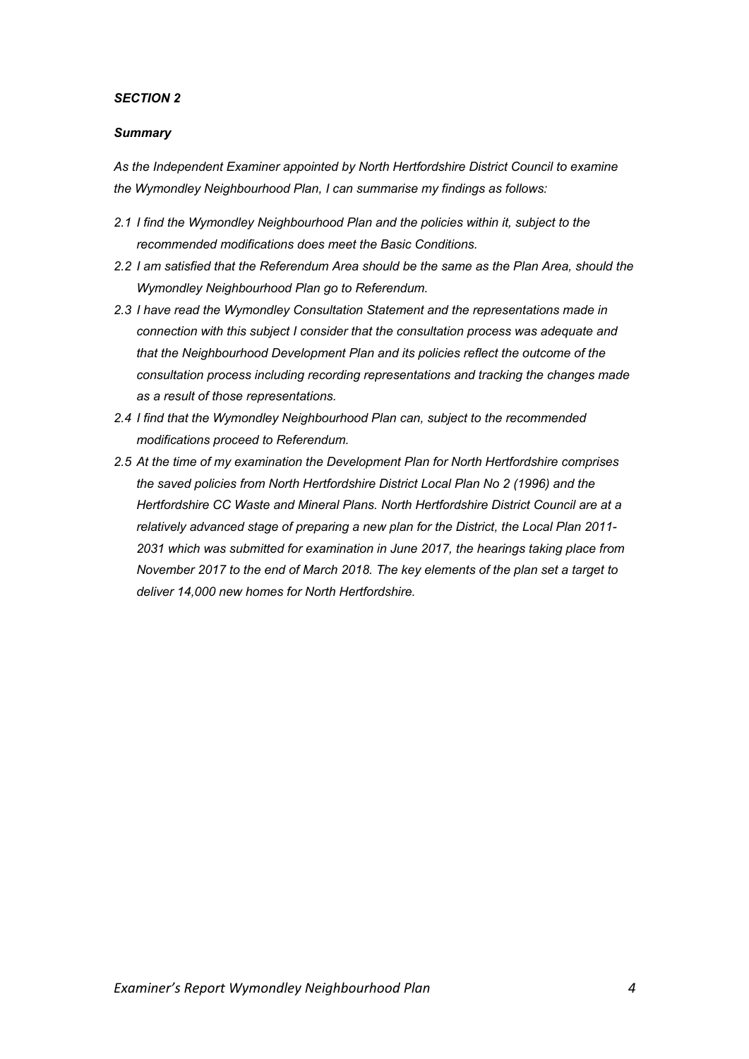***SECTION 2***

***Summary***

*As the Independent Examiner appointed by North Hertfordshire District Council to examine the Wymondley Neighbourhood Plan, I can summarise my findings as follows:*

*2.1 I find the Wymondley Neighbourhood Plan and the policies within it, subject to the recommended modifications does meet the Basic Conditions.*

*2.2 I am satisfied that the Referendum Area should be the same as the Plan Area, should the Wymondley Neighbourhood Plan go to Referendum.*

*2.3 I have read the Wymondley Consultation Statement and the representations made in connection with this subject I consider that the consultation process was adequate and that the Neighbourhood Development Plan and its policies reflect the outcome of the consultation process including recording representations and tracking the changes made as a result of those representations.*

*2.4 I find that the Wymondley Neighbourhood Plan can, subject to the recommended modifications proceed to Referendum.*

*2.5 At the time of my examination the Development Plan for North Hertfordshire comprises the saved policies from North Hertfordshire District Local Plan No 2 (1996) and the Hertfordshire CC Waste and Mineral Plans. North Hertfordshire District Council are at a relatively advanced stage of preparing a new plan for the District, the Local Plan 2011-2031 which was submitted for examination in June 2017, the hearings taking place from November 2017 to the end of March 2018. The key elements of the plan set a target to deliver 14,000 new homes for North Hertfordshire.*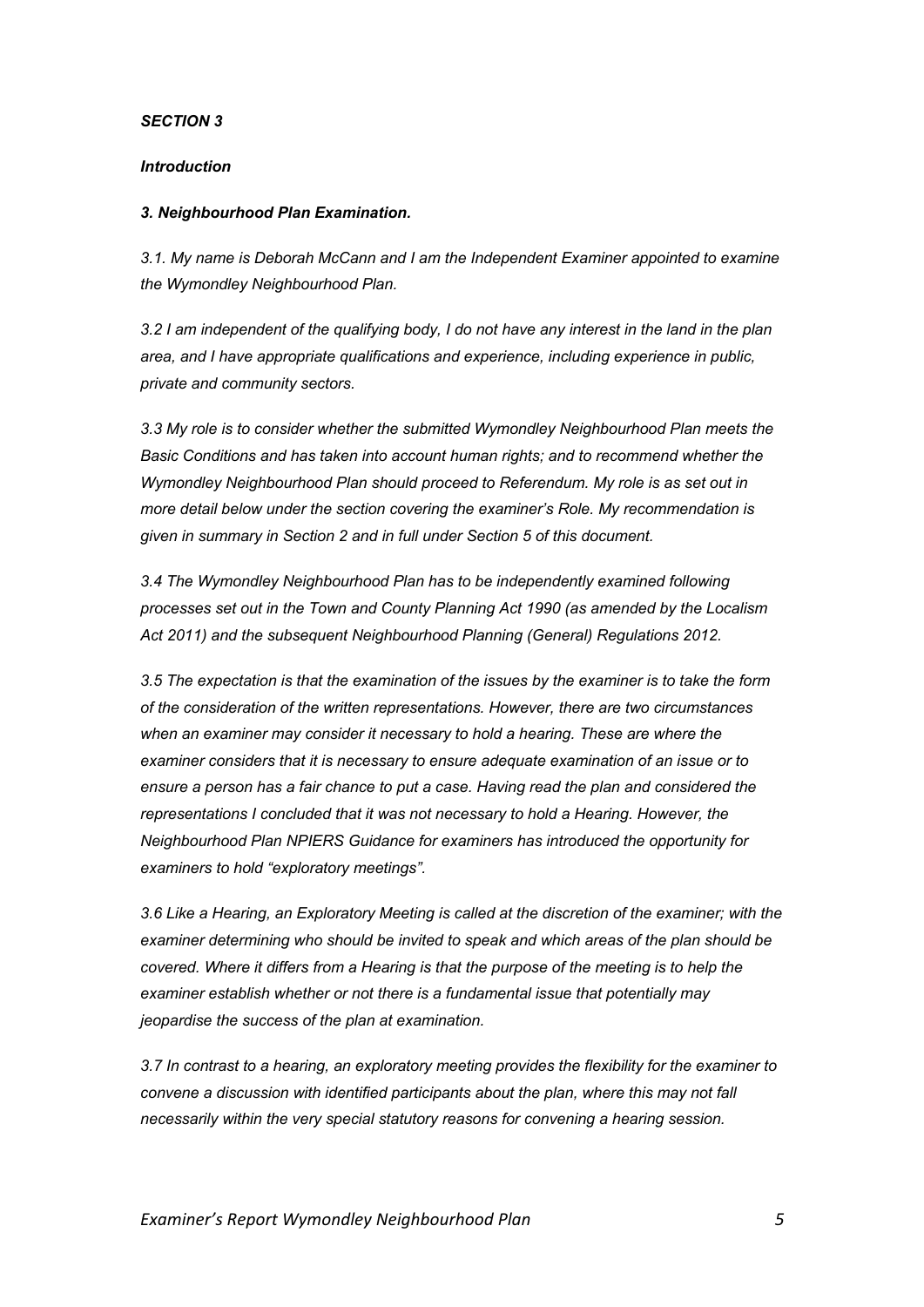***SECTION 3***

***Introduction***

***3. Neighbourhood Plan Examination.***

*3.1. My name is Deborah McCann and I am the Independent Examiner appointed to examine the Wymondley Neighbourhood Plan.*

*3.2 I am independent of the qualifying body, I do not have any interest in the land in the plan area, and I have appropriate qualifications and experience, including experience in public, private and community sectors.*

*3.3 My role is to consider whether the submitted Wymondley Neighbourhood Plan meets the Basic Conditions and has taken into account human rights; and to recommend whether the Wymondley Neighbourhood Plan should proceed to Referendum. My role is as set out in more detail below under the section covering the examiner's Role. My recommendation is given in summary in Section 2 and in full under Section 5 of this document.*

*3.4 The Wymondley Neighbourhood Plan has to be independently examined following processes set out in the Town and County Planning Act 1990 (as amended by the Localism Act 2011) and the subsequent Neighbourhood Planning (General) Regulations 2012.*

*3.5 The expectation is that the examination of the issues by the examiner is to take the form of the consideration of the written representations. However, there are two circumstances when an examiner may consider it necessary to hold a hearing. These are where the examiner considers that it is necessary to ensure adequate examination of an issue or to ensure a person has a fair chance to put a case. Having read the plan and considered the representations I concluded that it was not necessary to hold a Hearing. However, the Neighbourhood Plan NPIERS Guidance for examiners has introduced the opportunity for examiners to hold "exploratory meetings".*

*3.6 Like a Hearing, an Exploratory Meeting is called at the discretion of the examiner; with the examiner determining who should be invited to speak and which areas of the plan should be covered. Where it differs from a Hearing is that the purpose of the meeting is to help the examiner establish whether or not there is a fundamental issue that potentially may jeopardise the success of the plan at examination.*

*3.7 In contrast to a hearing, an exploratory meeting provides the flexibility for the examiner to convene a discussion with identified participants about the plan, where this may not fall necessarily within the very special statutory reasons for convening a hearing session.*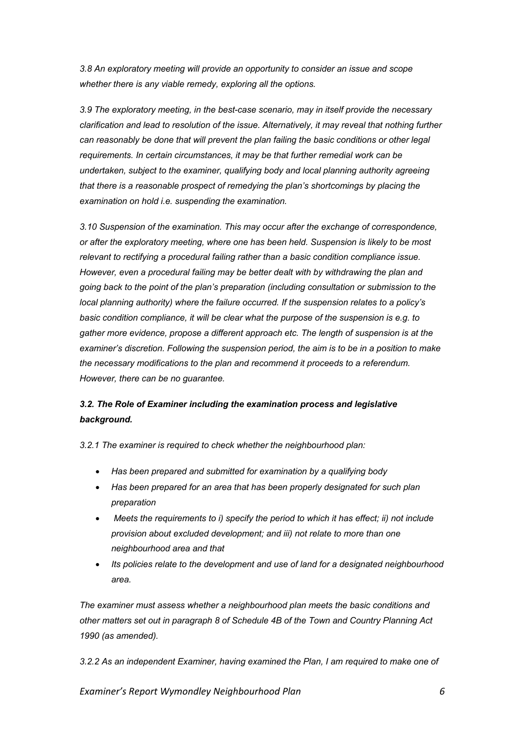*3.8 An exploratory meeting will provide an opportunity to consider an issue and scope whether there is any viable remedy, exploring all the options.*

*3.9 The exploratory meeting, in the best-case scenario, may in itself provide the necessary clarification and lead to resolution of the issue. Alternatively, it may reveal that nothing further can reasonably be done that will prevent the plan failing the basic conditions or other legal requirements. In certain circumstances, it may be that further remedial work can be undertaken, subject to the examiner, qualifying body and local planning authority agreeing that there is a reasonable prospect of remedying the plan's shortcomings by placing the examination on hold i.e. suspending the examination.*

*3.10 Suspension of the examination. This may occur after the exchange of correspondence, or after the exploratory meeting, where one has been held. Suspension is likely to be most relevant to rectifying a procedural failing rather than a basic condition compliance issue. However, even a procedural failing may be better dealt with by withdrawing the plan and going back to the point of the plan's preparation (including consultation or submission to the local planning authority) where the failure occurred. If the suspension relates to a policy's basic condition compliance, it will be clear what the purpose of the suspension is e.g. to gather more evidence, propose a different approach etc. The length of suspension is at the examiner's discretion. Following the suspension period, the aim is to be in a position to make the necessary modifications to the plan and recommend it proceeds to a referendum. However, there can be no guarantee.*

### *3.2. The Role of Examiner including the examination process and legislative background.*

*3.2.1 The examiner is required to check whether the neighbourhood plan:*

- *Has been prepared and submitted for examination by a qualifying body*
- *Has been prepared for an area that has been properly designated for such plan preparation*
- *Meets the requirements to i) specify the period to which it has effect; ii) not include provision about excluded development; and iii) not relate to more than one neighbourhood area and that*
- *Its policies relate to the development and use of land for a designated neighbourhood area.*

*The examiner must assess whether a neighbourhood plan meets the basic conditions and other matters set out in paragraph 8 of Schedule 4B of the Town and Country Planning Act 1990 (as amended).*

*3.2.2 As an independent Examiner, having examined the Plan, I am required to make one of*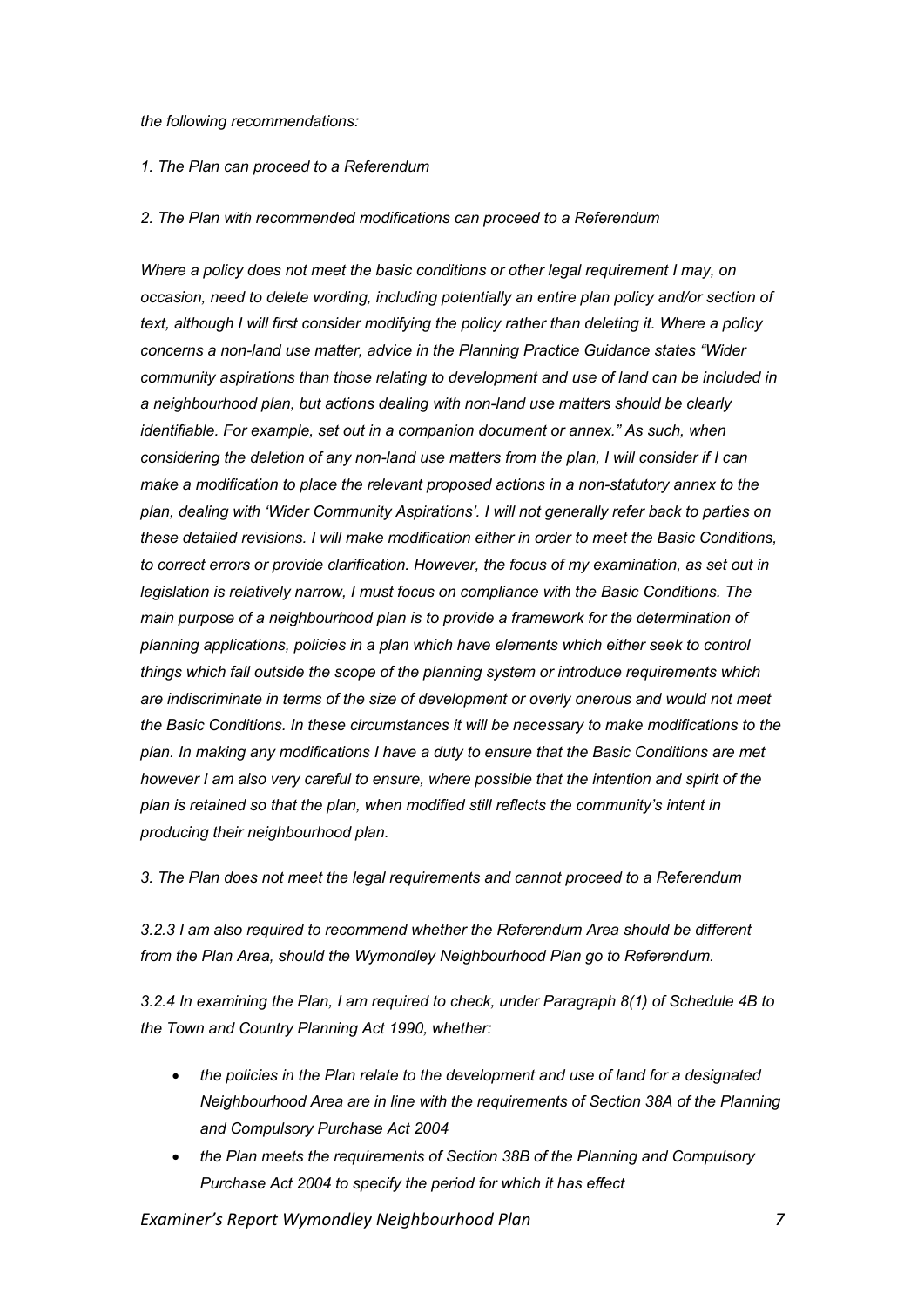*the following recommendations:*

*1. The Plan can proceed to a Referendum*

*2. The Plan with recommended modifications can proceed to a Referendum*

*Where a policy does not meet the basic conditions or other legal requirement I may, on occasion, need to delete wording, including potentially an entire plan policy and/or section of text, although I will first consider modifying the policy rather than deleting it. Where a policy concerns a non-land use matter, advice in the Planning Practice Guidance states "Wider community aspirations than those relating to development and use of land can be included in a neighbourhood plan, but actions dealing with non-land use matters should be clearly identifiable. For example, set out in a companion document or annex." As such, when considering the deletion of any non-land use matters from the plan, I will consider if I can make a modification to place the relevant proposed actions in a non-statutory annex to the plan, dealing with 'Wider Community Aspirations'. I will not generally refer back to parties on these detailed revisions. I will make modification either in order to meet the Basic Conditions, to correct errors or provide clarification. However, the focus of my examination, as set out in legislation is relatively narrow, I must focus on compliance with the Basic Conditions. The main purpose of a neighbourhood plan is to provide a framework for the determination of planning applications, policies in a plan which have elements which either seek to control things which fall outside the scope of the planning system or introduce requirements which are indiscriminate in terms of the size of development or overly onerous and would not meet the Basic Conditions. In these circumstances it will be necessary to make modifications to the plan. In making any modifications I have a duty to ensure that the Basic Conditions are met however I am also very careful to ensure, where possible that the intention and spirit of the plan is retained so that the plan, when modified still reflects the community's intent in producing their neighbourhood plan.*

*3. The Plan does not meet the legal requirements and cannot proceed to a Referendum*

*3.2.3 I am also required to recommend whether the Referendum Area should be different from the Plan Area, should the Wymondley Neighbourhood Plan go to Referendum.*

*3.2.4 In examining the Plan, I am required to check, under Paragraph 8(1) of Schedule 4B to the Town and Country Planning Act 1990, whether:*

- *the policies in the Plan relate to the development and use of land for a designated Neighbourhood Area are in line with the requirements of Section 38A of the Planning and Compulsory Purchase Act 2004*
- *the Plan meets the requirements of Section 38B of the Planning and Compulsory Purchase Act 2004 to specify the period for which it has effect*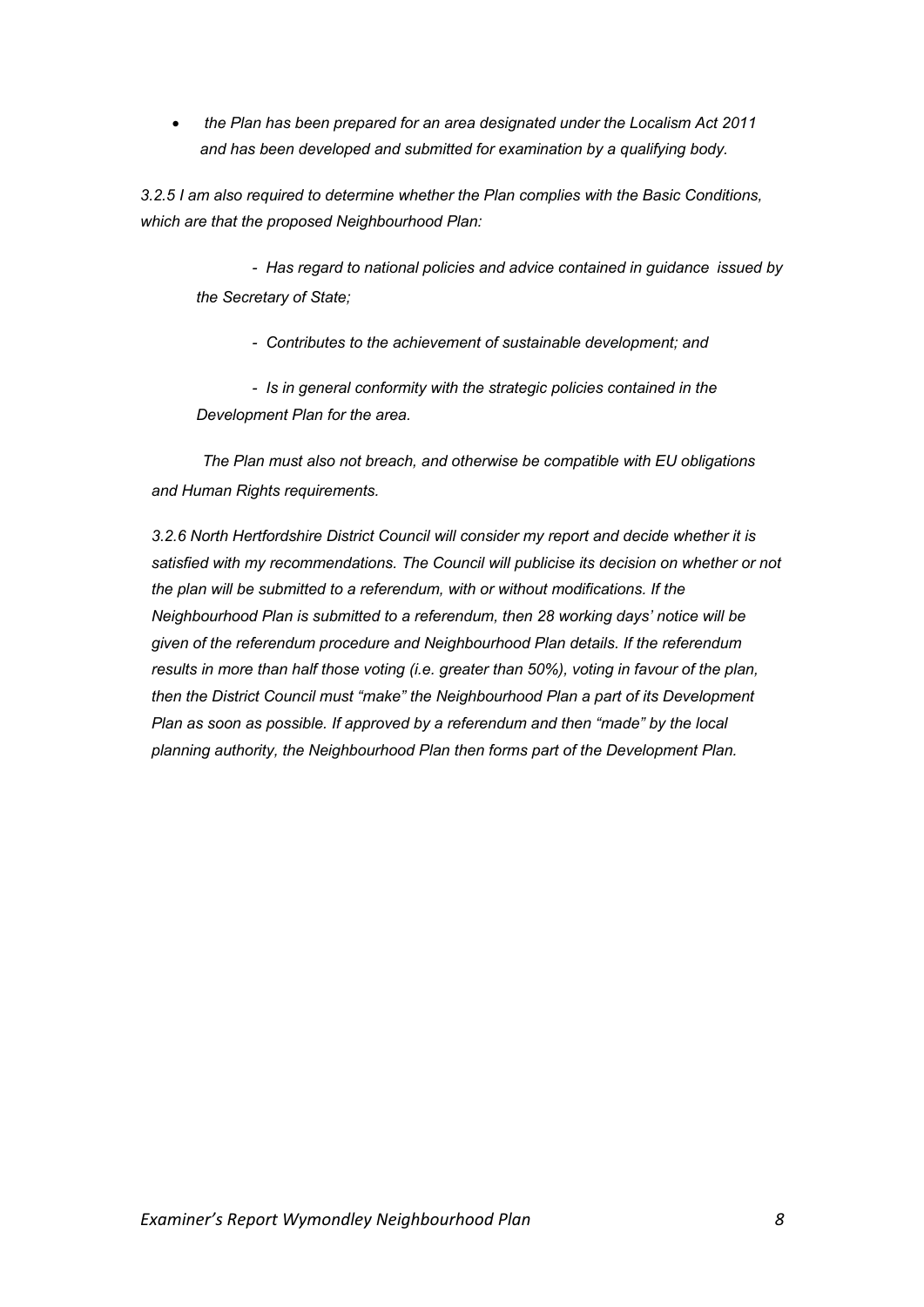- *the Plan has been prepared for an area designated under the Localism Act 2011 and has been developed and submitted for examination by a qualifying body.*

*3.2.5 I am also required to determine whether the Plan complies with the Basic Conditions, which are that the proposed Neighbourhood Plan:*

- *Has regard to national policies and advice contained in guidance issued by the Secretary of State;*
- *Contributes to the achievement of sustainable development; and*
- *Is in general conformity with the strategic policies contained in the Development Plan for the area.*

*The Plan must also not breach, and otherwise be compatible with EU obligations and Human Rights requirements.*

*3.2.6 North Hertfordshire District Council will consider my report and decide whether it is satisfied with my recommendations. The Council will publicise its decision on whether or not the plan will be submitted to a referendum, with or without modifications. If the Neighbourhood Plan is submitted to a referendum, then 28 working days' notice will be given of the referendum procedure and Neighbourhood Plan details. If the referendum results in more than half those voting (i.e. greater than 50%), voting in favour of the plan, then the District Council must "make" the Neighbourhood Plan a part of its Development Plan as soon as possible. If approved by a referendum and then "made" by the local planning authority, the Neighbourhood Plan then forms part of the Development Plan.*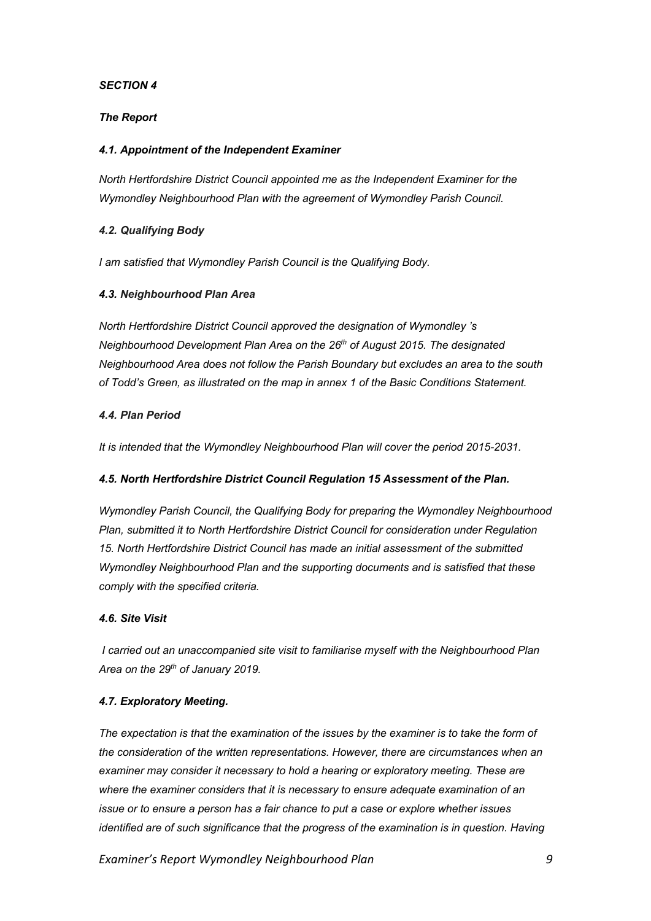***SECTION 4***

***The Report***

***4.1. Appointment of the Independent Examiner***

*North Hertfordshire District Council appointed me as the Independent Examiner for the Wymondley Neighbourhood Plan with the agreement of Wymondley Parish Council.*

***4.2. Qualifying Body***

*I am satisfied that Wymondley Parish Council is the Qualifying Body.*

***4.3. Neighbourhood Plan Area***

*North Hertfordshire District Council approved the designation of Wymondley 's Neighbourhood Development Plan Area on the 26th of August 2015. The designated Neighbourhood Area does not follow the Parish Boundary but excludes an area to the south of Todd's Green, as illustrated on the map in annex 1 of the Basic Conditions Statement.*

***4.4. Plan Period***

*It is intended that the Wymondley Neighbourhood Plan will cover the period 2015-2031.*

***4.5. North Hertfordshire District Council Regulation 15 Assessment of the Plan.***

*Wymondley Parish Council, the Qualifying Body for preparing the Wymondley Neighbourhood Plan, submitted it to North Hertfordshire District Council for consideration under Regulation 15. North Hertfordshire District Council has made an initial assessment of the submitted Wymondley Neighbourhood Plan and the supporting documents and is satisfied that these comply with the specified criteria.*

***4.6. Site Visit***

*I carried out an unaccompanied site visit to familiarise myself with the Neighbourhood Plan Area on the 29th of January 2019.*

***4.7. Exploratory Meeting.***

*The expectation is that the examination of the issues by the examiner is to take the form of the consideration of the written representations. However, there are circumstances when an examiner may consider it necessary to hold a hearing or exploratory meeting. These are where the examiner considers that it is necessary to ensure adequate examination of an issue or to ensure a person has a fair chance to put a case or explore whether issues identified are of such significance that the progress of the examination is in question. Having*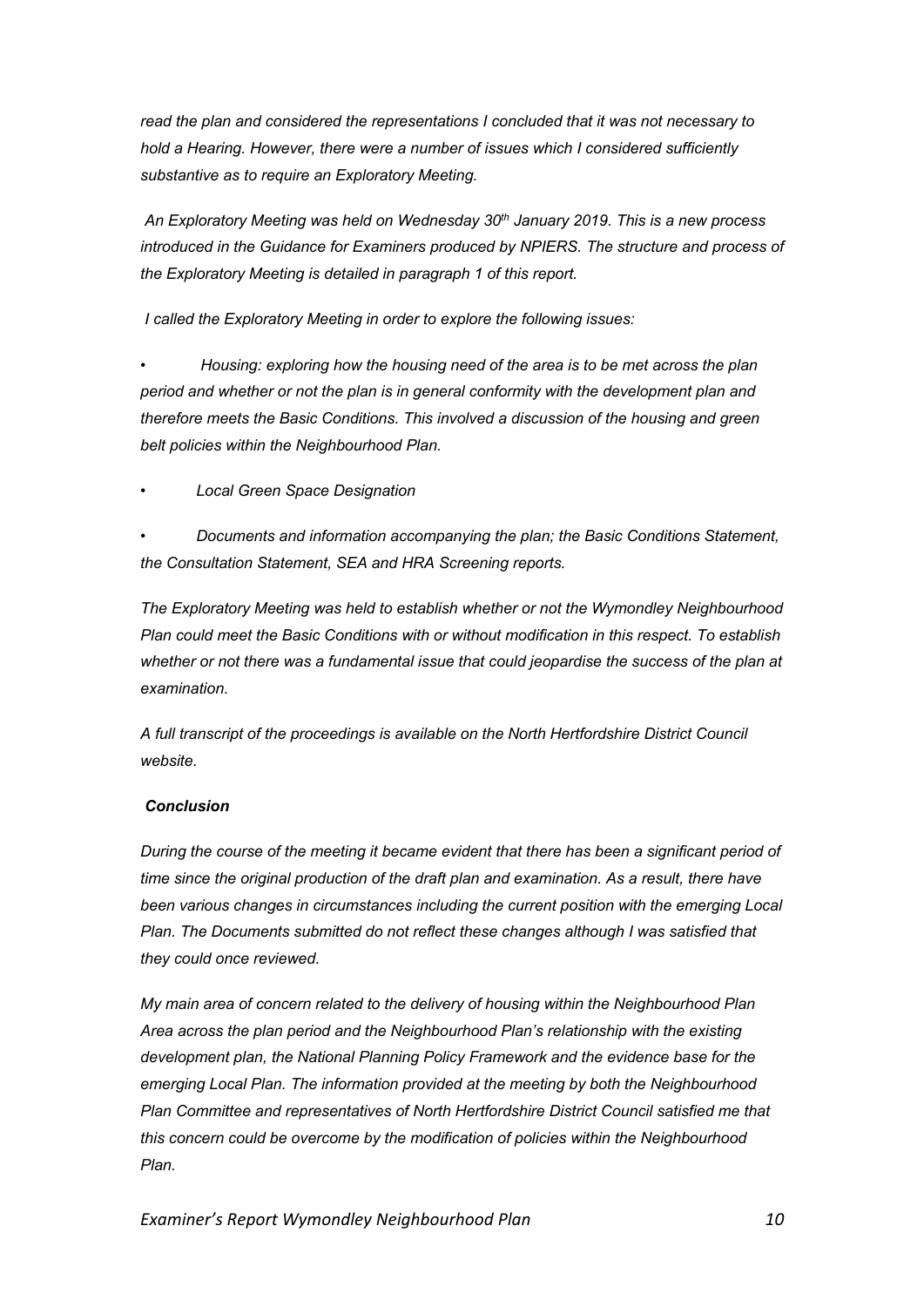*read the plan and considered the representations I concluded that it was not necessary to hold a Hearing. However, there were a number of issues which I considered sufficiently substantive as to require an Exploratory Meeting.*

*An Exploratory Meeting was held on Wednesday 30th January 2019. This is a new process introduced in the Guidance for Examiners produced by NPIERS. The structure and process of the Exploratory Meeting is detailed in paragraph 1 of this report.*

*I called the Exploratory Meeting in order to explore the following issues:*

- *Housing: exploring how the housing need of the area is to be met across the plan period and whether or not the plan is in general conformity with the development plan and therefore meets the Basic Conditions. This involved a discussion of the housing and green belt policies within the Neighbourhood Plan.*
- *Local Green Space Designation*
- *Documents and information accompanying the plan; the Basic Conditions Statement, the Consultation Statement, SEA and HRA Screening reports.*

*The Exploratory Meeting was held to establish whether or not the Wymondley Neighbourhood Plan could meet the Basic Conditions with or without modification in this respect. To establish whether or not there was a fundamental issue that could jeopardise the success of the plan at examination.*

*A full transcript of the proceedings is available on the North Hertfordshire District Council website.*

***Conclusion***

*During the course of the meeting it became evident that there has been a significant period of time since the original production of the draft plan and examination. As a result, there have been various changes in circumstances including the current position with the emerging Local Plan. The Documents submitted do not reflect these changes although I was satisfied that they could once reviewed.*

*My main area of concern related to the delivery of housing within the Neighbourhood Plan Area across the plan period and the Neighbourhood Plan's relationship with the existing development plan, the National Planning Policy Framework and the evidence base for the emerging Local Plan. The information provided at the meeting by both the Neighbourhood Plan Committee and representatives of North Hertfordshire District Council satisfied me that this concern could be overcome by the modification of policies within the Neighbourhood Plan.*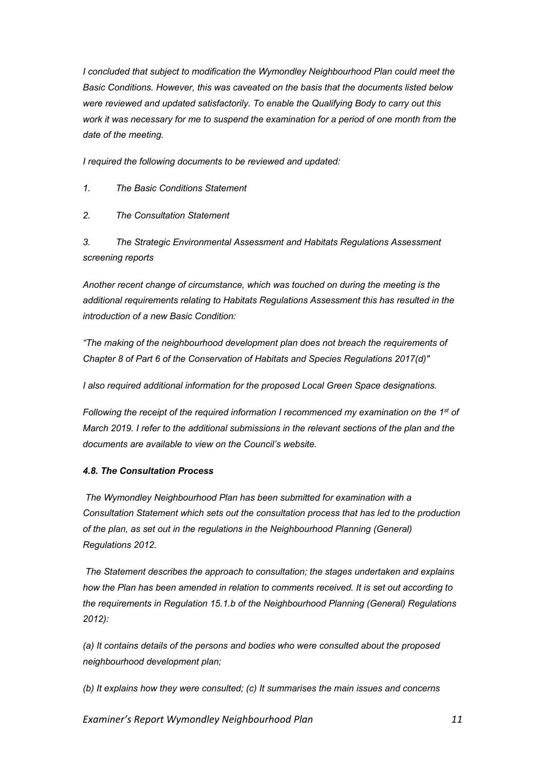*I concluded that subject to modification the Wymondley Neighbourhood Plan could meet the Basic Conditions. However, this was caveated on the basis that the documents listed below were reviewed and updated satisfactorily. To enable the Qualifying Body to carry out this work it was necessary for me to suspend the examination for a period of one month from the date of the meeting.*

*I required the following documents to be reviewed and updated:*

1. *The Basic Conditions Statement*
2. *The Consultation Statement*
3. *The Strategic Environmental Assessment and Habitats Regulations Assessment screening reports*

*Another recent change of circumstance, which was touched on during the meeting is the additional requirements relating to Habitats Regulations Assessment this has resulted in the introduction of a new Basic Condition:*

*"The making of the neighbourhood development plan does not breach the requirements of Chapter 8 of Part 6 of the Conservation of Habitats and Species Regulations 2017(d)"*

*I also required additional information for the proposed Local Green Space designations.*

*Following the receipt of the required information I recommenced my examination on the 1st of March 2019. I refer to the additional submissions in the relevant sections of the plan and the documents are available to view on the Council's website.*

#### *4.8. The Consultation Process*

*The Wymondley Neighbourhood Plan has been submitted for examination with a Consultation Statement which sets out the consultation process that has led to the production of the plan, as set out in the regulations in the Neighbourhood Planning (General) Regulations 2012.*

*The Statement describes the approach to consultation; the stages undertaken and explains how the Plan has been amended in relation to comments received. It is set out according to the requirements in Regulation 15.1.b of the Neighbourhood Planning (General) Regulations 2012):*

*(a) It contains details of the persons and bodies who were consulted about the proposed neighbourhood development plan;*

*(b) It explains how they were consulted; (c) It summarises the main issues and concerns*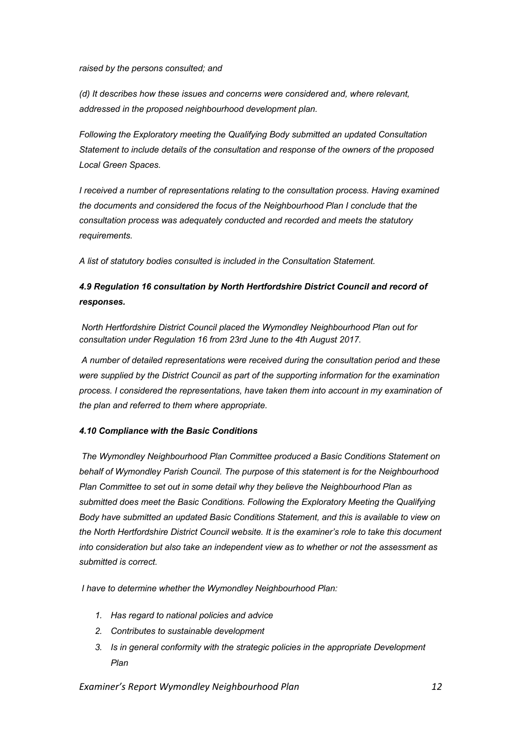*raised by the persons consulted; and*

*(d) It describes how these issues and concerns were considered and, where relevant, addressed in the proposed neighbourhood development plan.*

*Following the Exploratory meeting the Qualifying Body submitted an updated Consultation Statement to include details of the consultation and response of the owners of the proposed Local Green Spaces.*

*I received a number of representations relating to the consultation process. Having examined the documents and considered the focus of the Neighbourhood Plan I conclude that the consultation process was adequately conducted and recorded and meets the statutory requirements.*

*A list of statutory bodies consulted is included in the Consultation Statement.*

### *4.9 Regulation 16 consultation by North Hertfordshire District Council and record of responses.*

*North Hertfordshire District Council placed the Wymondley Neighbourhood Plan out for consultation under Regulation 16 from 23rd June to the 4th August 2017.*

*A number of detailed representations were received during the consultation period and these were supplied by the District Council as part of the supporting information for the examination process. I considered the representations, have taken them into account in my examination of the plan and referred to them where appropriate.*

### *4.10 Compliance with the Basic Conditions*

*The Wymondley Neighbourhood Plan Committee produced a Basic Conditions Statement on behalf of Wymondley Parish Council. The purpose of this statement is for the Neighbourhood Plan Committee to set out in some detail why they believe the Neighbourhood Plan as submitted does meet the Basic Conditions. Following the Exploratory Meeting the Qualifying Body have submitted an updated Basic Conditions Statement, and this is available to view on the North Hertfordshire District Council website. It is the examiner's role to take this document into consideration but also take an independent view as to whether or not the assessment as submitted is correct.*

*I have to determine whether the Wymondley Neighbourhood Plan:*

1. *Has regard to national policies and advice*
2. *Contributes to sustainable development*
3. *Is in general conformity with the strategic policies in the appropriate Development Plan*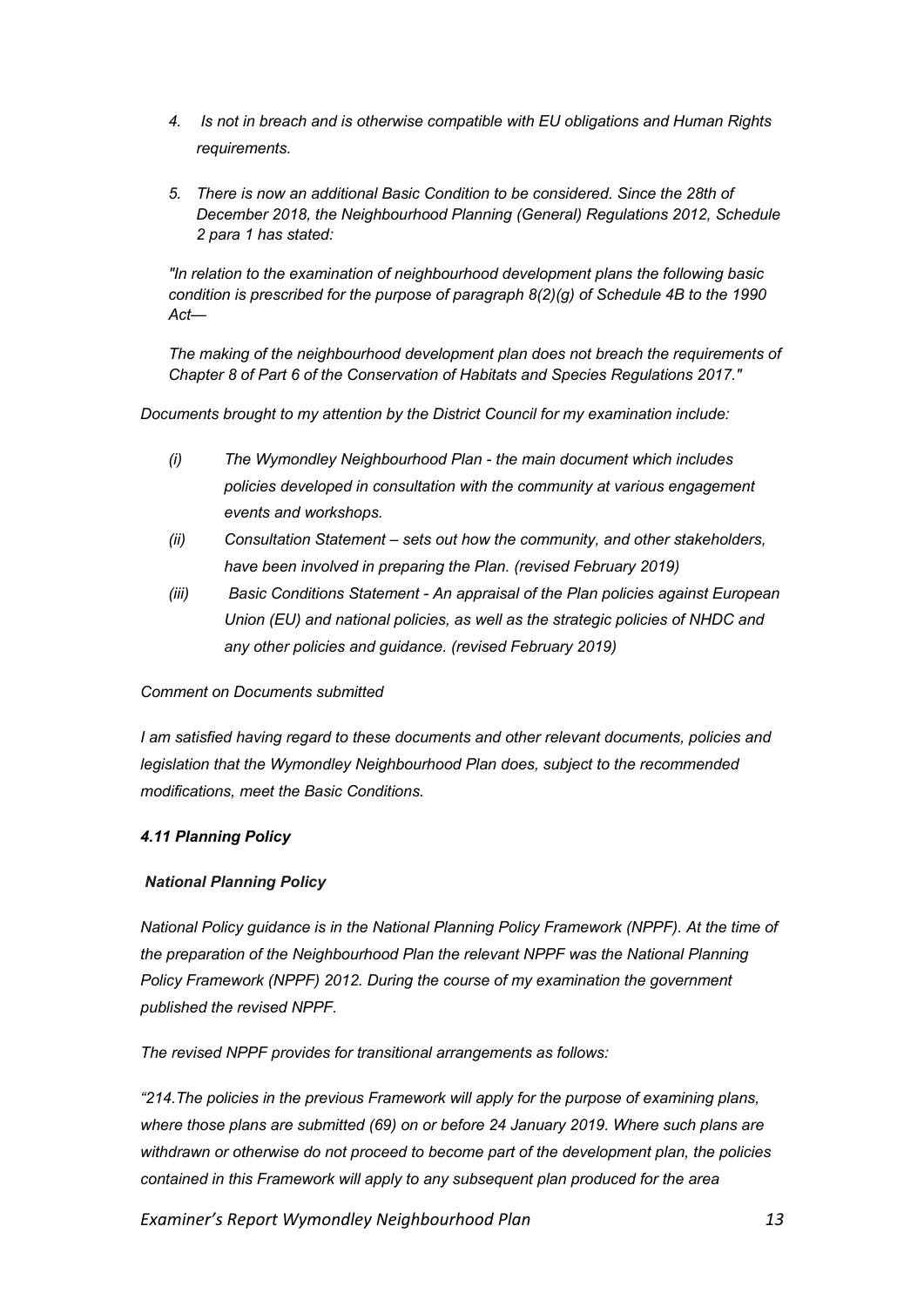4. *Is not in breach and is otherwise compatible with EU obligations and Human Rights requirements.*

5. *There is now an additional Basic Condition to be considered. Since the 28th of December 2018, the Neighbourhood Planning (General) Regulations 2012, Schedule 2 para 1 has stated:*

*"In relation to the examination of neighbourhood development plans the following basic condition is prescribed for the purpose of paragraph 8(2)(g) of Schedule 4B to the 1990 Act—*

*The making of the neighbourhood development plan does not breach the requirements of Chapter 8 of Part 6 of the Conservation of Habitats and Species Regulations 2017."*

*Documents brought to my attention by the District Council for my examination include:*

- *(i) The Wymondley Neighbourhood Plan - the main document which includes policies developed in consultation with the community at various engagement events and workshops.*
- *(ii) Consultation Statement – sets out how the community, and other stakeholders, have been involved in preparing the Plan. (revised February 2019)*
- *(iii) Basic Conditions Statement - An appraisal of the Plan policies against European Union (EU) and national policies, as well as the strategic policies of NHDC and any other policies and guidance. (revised February 2019)*

*Comment on Documents submitted*

*I am satisfied having regard to these documents and other relevant documents, policies and legislation that the Wymondley Neighbourhood Plan does, subject to the recommended modifications, meet the Basic Conditions.*

### *4.11 Planning Policy*

#### *National Planning Policy*

*National Policy guidance is in the National Planning Policy Framework (NPPF). At the time of the preparation of the Neighbourhood Plan the relevant NPPF was the National Planning Policy Framework (NPPF) 2012. During the course of my examination the government published the revised NPPF.*

*The revised NPPF provides for transitional arrangements as follows:*

*"214.The policies in the previous Framework will apply for the purpose of examining plans, where those plans are submitted (69) on or before 24 January 2019. Where such plans are withdrawn or otherwise do not proceed to become part of the development plan, the policies contained in this Framework will apply to any subsequent plan produced for the area*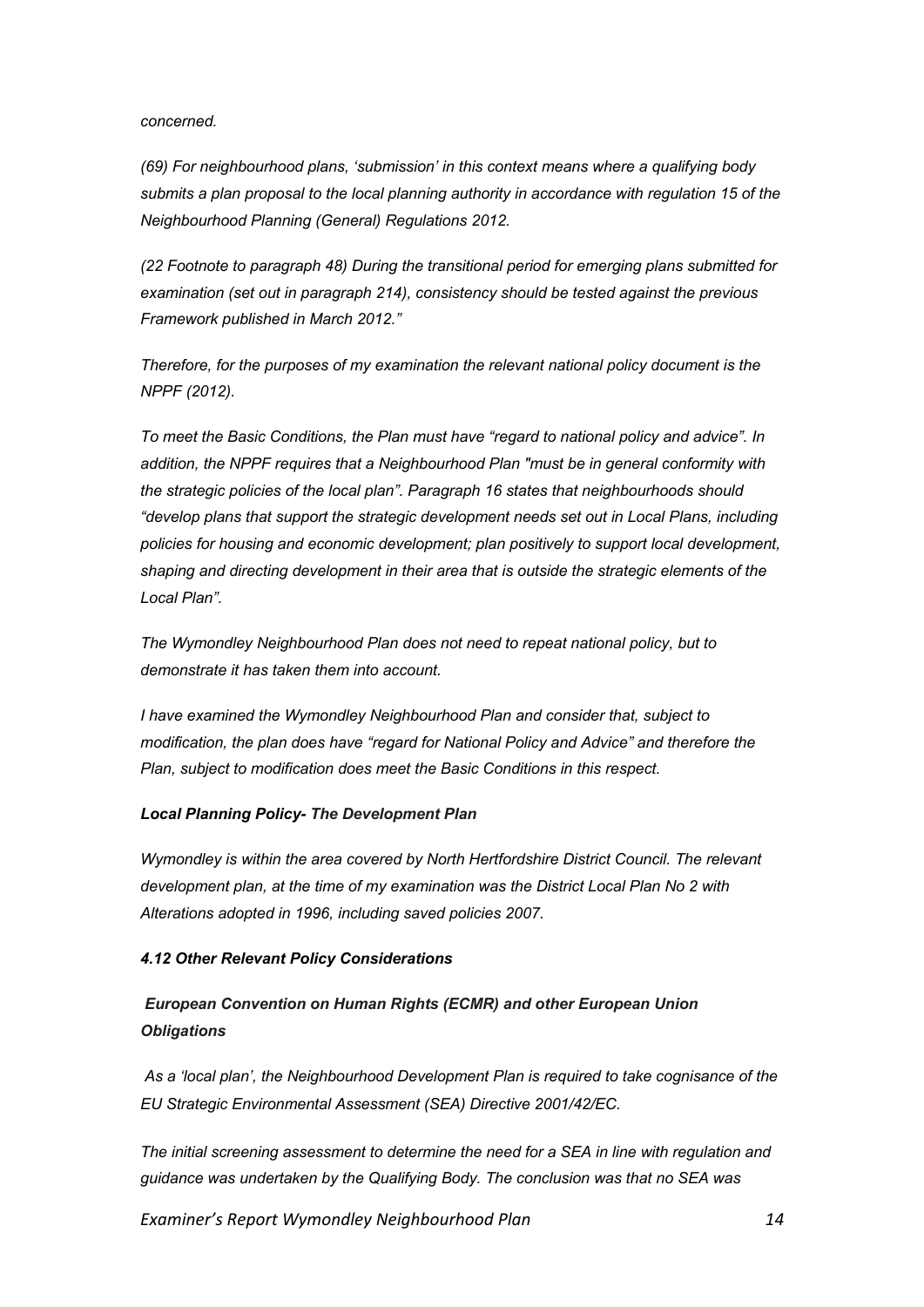*concerned.*

*(69) For neighbourhood plans, 'submission' in this context means where a qualifying body submits a plan proposal to the local planning authority in accordance with regulation 15 of the Neighbourhood Planning (General) Regulations 2012.*

*(22 Footnote to paragraph 48) During the transitional period for emerging plans submitted for examination (set out in paragraph 214), consistency should be tested against the previous Framework published in March 2012."*

*Therefore, for the purposes of my examination the relevant national policy document is the NPPF (2012).*

*To meet the Basic Conditions, the Plan must have "regard to national policy and advice". In addition, the NPPF requires that a Neighbourhood Plan "must be in general conformity with the strategic policies of the local plan". Paragraph 16 states that neighbourhoods should "develop plans that support the strategic development needs set out in Local Plans, including policies for housing and economic development; plan positively to support local development, shaping and directing development in their area that is outside the strategic elements of the Local Plan".*

*The Wymondley Neighbourhood Plan does not need to repeat national policy, but to demonstrate it has taken them into account.*

*I have examined the Wymondley Neighbourhood Plan and consider that, subject to modification, the plan does have "regard for National Policy and Advice" and therefore the Plan, subject to modification does meet the Basic Conditions in this respect.*

***Local Planning Policy- The Development Plan***

*Wymondley is within the area covered by North Hertfordshire District Council. The relevant development plan, at the time of my examination was the District Local Plan No 2 with Alterations adopted in 1996, including saved policies 2007.*

#### *4.12 Other Relevant Policy Considerations*

***European Convention on Human Rights (ECMR) and other European Union Obligations***

*As a 'local plan', the Neighbourhood Development Plan is required to take cognisance of the EU Strategic Environmental Assessment (SEA) Directive 2001/42/EC.*

*The initial screening assessment to determine the need for a SEA in line with regulation and guidance was undertaken by the Qualifying Body. The conclusion was that no SEA was*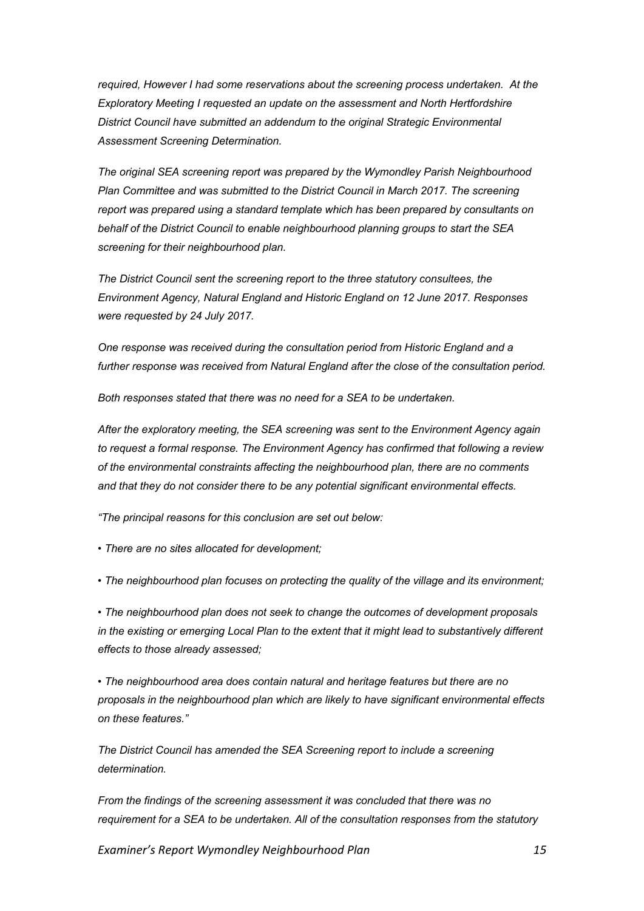*required, However I had some reservations about the screening process undertaken. At the Exploratory Meeting I requested an update on the assessment and North Hertfordshire District Council have submitted an addendum to the original Strategic Environmental Assessment Screening Determination.*

*The original SEA screening report was prepared by the Wymondley Parish Neighbourhood Plan Committee and was submitted to the District Council in March 2017. The screening report was prepared using a standard template which has been prepared by consultants on behalf of the District Council to enable neighbourhood planning groups to start the SEA screening for their neighbourhood plan.*

*The District Council sent the screening report to the three statutory consultees, the Environment Agency, Natural England and Historic England on 12 June 2017. Responses were requested by 24 July 2017.*

*One response was received during the consultation period from Historic England and a further response was received from Natural England after the close of the consultation period.*

*Both responses stated that there was no need for a SEA to be undertaken.*

*After the exploratory meeting, the SEA screening was sent to the Environment Agency again to request a formal response. The Environment Agency has confirmed that following a review of the environmental constraints affecting the neighbourhood plan, there are no comments and that they do not consider there to be any potential significant environmental effects.*

*"The principal reasons for this conclusion are set out below:*

- *There are no sites allocated for development;*
- *The neighbourhood plan focuses on protecting the quality of the village and its environment;*
- *The neighbourhood plan does not seek to change the outcomes of development proposals in the existing or emerging Local Plan to the extent that it might lead to substantively different effects to those already assessed;*
- *The neighbourhood area does contain natural and heritage features but there are no proposals in the neighbourhood plan which are likely to have significant environmental effects on these features."*

*The District Council has amended the SEA Screening report to include a screening determination.*

*From the findings of the screening assessment it was concluded that there was no requirement for a SEA to be undertaken. All of the consultation responses from the statutory*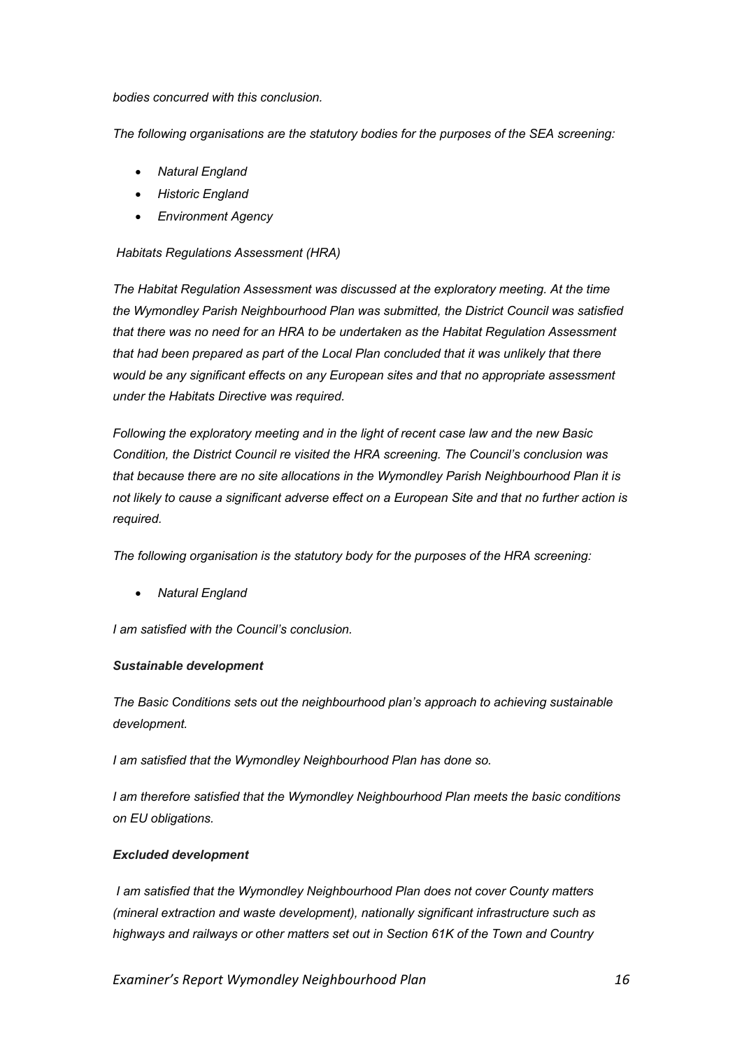*bodies concurred with this conclusion.*

*The following organisations are the statutory bodies for the purposes of the SEA screening:*

- *Natural England*
- *Historic England*
- *Environment Agency*

*Habitats Regulations Assessment (HRA)*

*The Habitat Regulation Assessment was discussed at the exploratory meeting. At the time the Wymondley Parish Neighbourhood Plan was submitted, the District Council was satisfied that there was no need for an HRA to be undertaken as the Habitat Regulation Assessment that had been prepared as part of the Local Plan concluded that it was unlikely that there would be any significant effects on any European sites and that no appropriate assessment under the Habitats Directive was required.*

*Following the exploratory meeting and in the light of recent case law and the new Basic Condition, the District Council re visited the HRA screening. The Council's conclusion was that because there are no site allocations in the Wymondley Parish Neighbourhood Plan it is not likely to cause a significant adverse effect on a European Site and that no further action is required.*

*The following organisation is the statutory body for the purposes of the HRA screening:*

- *Natural England*

*I am satisfied with the Council's conclusion.*

***Sustainable development***

*The Basic Conditions sets out the neighbourhood plan's approach to achieving sustainable development.*

*I am satisfied that the Wymondley Neighbourhood Plan has done so.*

*I am therefore satisfied that the Wymondley Neighbourhood Plan meets the basic conditions on EU obligations.*

***Excluded development***

*I am satisfied that the Wymondley Neighbourhood Plan does not cover County matters (mineral extraction and waste development), nationally significant infrastructure such as highways and railways or other matters set out in Section 61K of the Town and Country*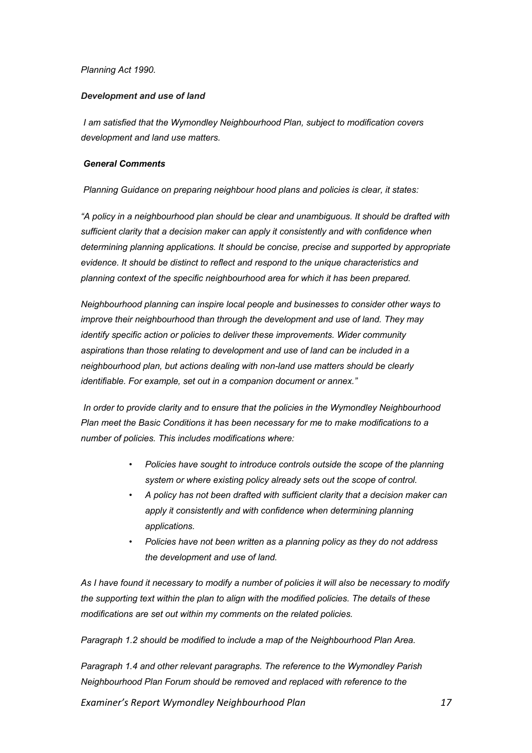*Planning Act 1990.*

***Development and use of land***

*I am satisfied that the Wymondley Neighbourhood Plan, subject to modification covers development and land use matters.*

***General Comments***

*Planning Guidance on preparing neighbour hood plans and policies is clear, it states:*

*"A policy in a neighbourhood plan should be clear and unambiguous. It should be drafted with sufficient clarity that a decision maker can apply it consistently and with confidence when determining planning applications. It should be concise, precise and supported by appropriate evidence. It should be distinct to reflect and respond to the unique characteristics and planning context of the specific neighbourhood area for which it has been prepared.*

*Neighbourhood planning can inspire local people and businesses to consider other ways to improve their neighbourhood than through the development and use of land. They may identify specific action or policies to deliver these improvements. Wider community aspirations than those relating to development and use of land can be included in a neighbourhood plan, but actions dealing with non-land use matters should be clearly identifiable. For example, set out in a companion document or annex."*

*In order to provide clarity and to ensure that the policies in the Wymondley Neighbourhood Plan meet the Basic Conditions it has been necessary for me to make modifications to a number of policies. This includes modifications where:*

- *Policies have sought to introduce controls outside the scope of the planning system or where existing policy already sets out the scope of control.*
- *A policy has not been drafted with sufficient clarity that a decision maker can apply it consistently and with confidence when determining planning applications.*
- *Policies have not been written as a planning policy as they do not address the development and use of land.*

*As I have found it necessary to modify a number of policies it will also be necessary to modify the supporting text within the plan to align with the modified policies. The details of these modifications are set out within my comments on the related policies.*

*Paragraph 1.2 should be modified to include a map of the Neighbourhood Plan Area.*

*Paragraph 1.4 and other relevant paragraphs. The reference to the Wymondley Parish Neighbourhood Plan Forum should be removed and replaced with reference to the*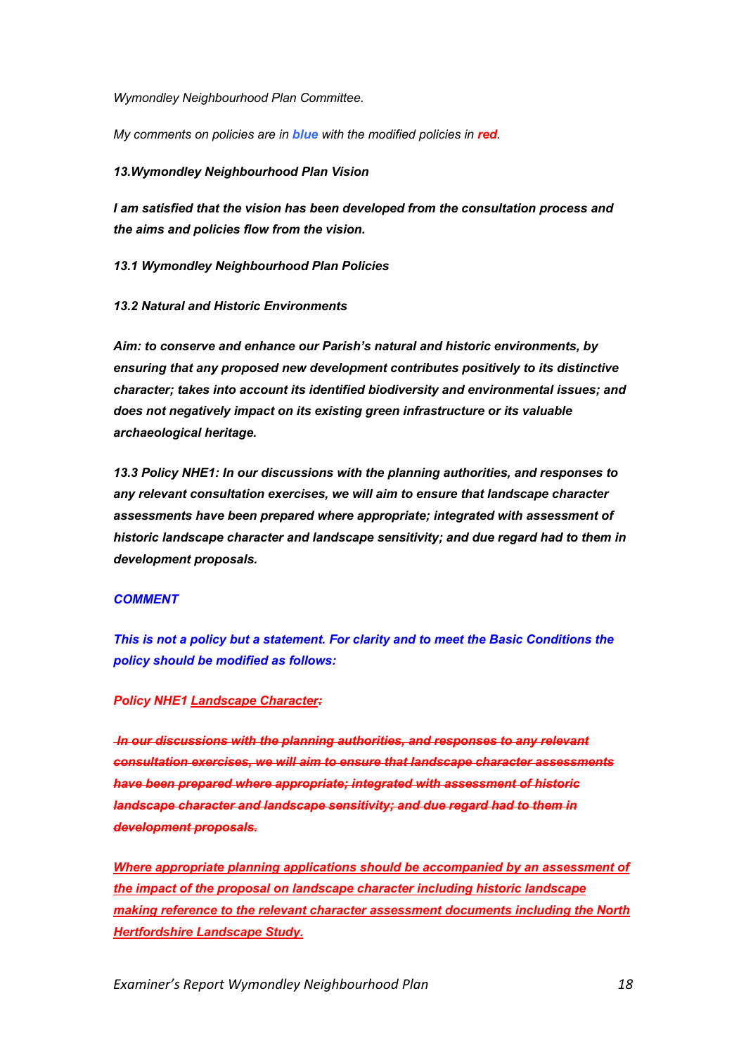*Wymondley Neighbourhood Plan Committee.*

*My comments on policies are in **blue** with the modified policies in **red**.*

***13.Wymondley Neighbourhood Plan Vision***

***I am satisfied that the vision has been developed from the consultation process and the aims and policies flow from the vision.***

***13.1 Wymondley Neighbourhood Plan Policies***

***13.2 Natural and Historic Environments***

***Aim: to conserve and enhance our Parish's natural and historic environments, by ensuring that any proposed new development contributes positively to its distinctive character; takes into account its identified biodiversity and environmental issues; and does not negatively impact on its existing green infrastructure or its valuable archaeological heritage.***

***13.3 Policy NHE1: In our discussions with the planning authorities, and responses to any relevant consultation exercises, we will aim to ensure that landscape character assessments have been prepared where appropriate; integrated with assessment of historic landscape character and landscape sensitivity; and due regard had to them in development proposals.***

***COMMENT***

***This is not a policy but a statement. For clarity and to meet the Basic Conditions the policy should be modified as follows:***

***Policy NHE1 <u>Landscape Character</u>~~:~~***

***~~In our discussions with the planning authorities, and responses to any relevant consultation exercises, we will aim to ensure that landscape character assessments have been prepared where appropriate; integrated with assessment of historic landscape character and landscape sensitivity; and due regard had to them in development proposals.~~***

***<u>Where appropriate planning applications should be accompanied by an assessment of the impact of the proposal on landscape character including historic landscape making reference to the relevant character assessment documents including the North Hertfordshire Landscape Study.</u>***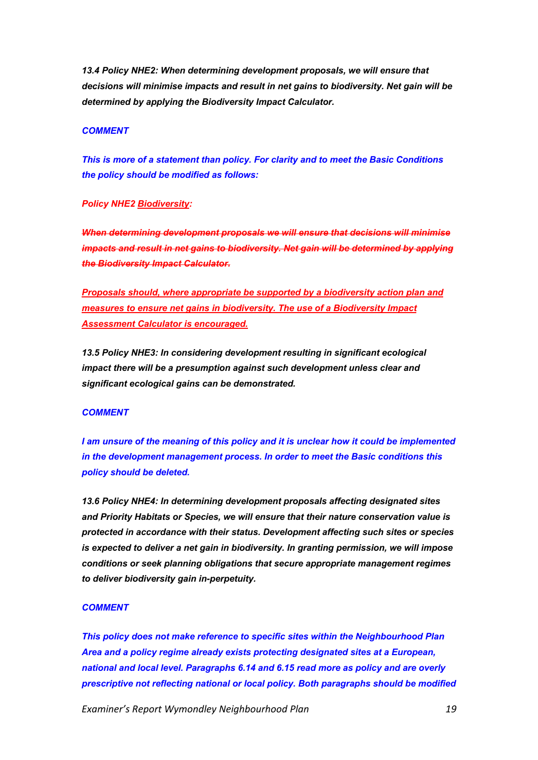***13.4 Policy NHE2: When determining development proposals, we will ensure that decisions will minimise impacts and result in net gains to biodiversity. Net gain will be determined by applying the Biodiversity Impact Calculator.***

***COMMENT***

***This is more of a statement than policy. For clarity and to meet the Basic Conditions the policy should be modified as follows:***

***Policy NHE2 <u>Biodiversity</u>:***

***~~When determining development proposals we will ensure that decisions will minimise impacts and result in net gains to biodiversity. Net gain will be determined by applying the Biodiversity Impact Calculator.~~***

***<u>Proposals should, where appropriate be supported by a biodiversity action plan and measures to ensure net gains in biodiversity. The use of a Biodiversity Impact Assessment Calculator is encouraged.</u>***

***13.5 Policy NHE3: In considering development resulting in significant ecological impact there will be a presumption against such development unless clear and significant ecological gains can be demonstrated.***

***COMMENT***

***I am unsure of the meaning of this policy and it is unclear how it could be implemented in the development management process. In order to meet the Basic conditions this policy should be deleted.***

***13.6 Policy NHE4: In determining development proposals affecting designated sites and Priority Habitats or Species, we will ensure that their nature conservation value is protected in accordance with their status. Development affecting such sites or species is expected to deliver a net gain in biodiversity. In granting permission, we will impose conditions or seek planning obligations that secure appropriate management regimes to deliver biodiversity gain in-perpetuity.***

***COMMENT***

***This policy does not make reference to specific sites within the Neighbourhood Plan Area and a policy regime already exists protecting designated sites at a European, national and local level. Paragraphs 6.14 and 6.15 read more as policy and are overly prescriptive not reflecting national or local policy. Both paragraphs should be modified***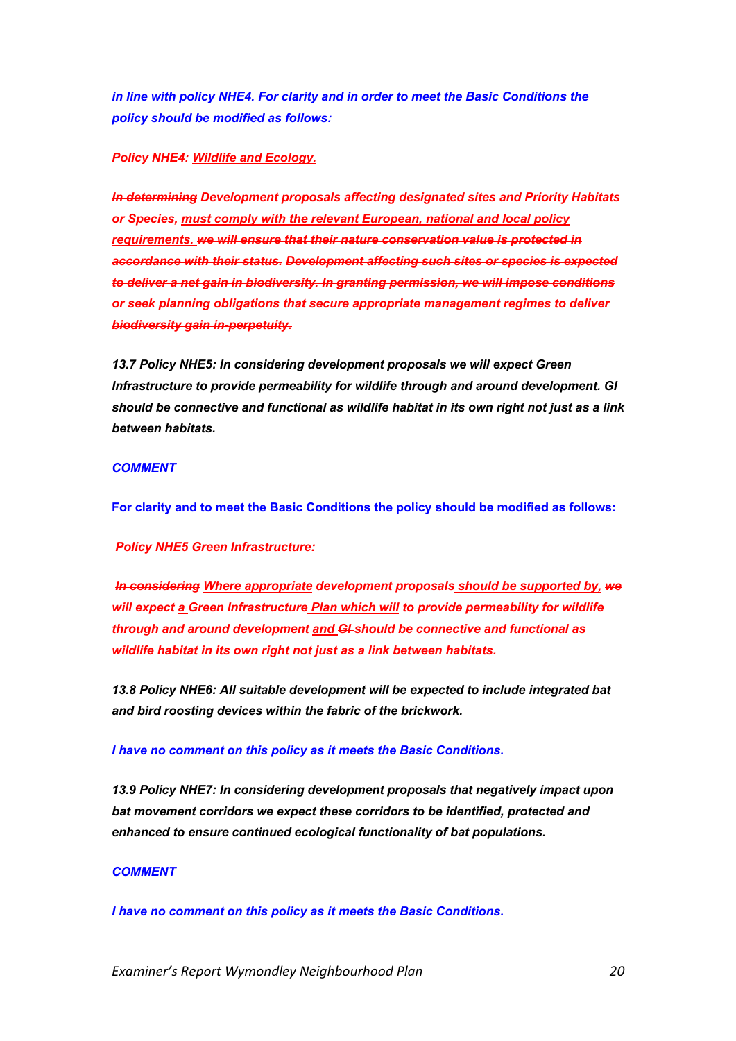*in line with policy NHE4. For clarity and in order to meet the Basic Conditions the policy should be modified as follows:*

***Policy NHE4: <u>Wildlife and Ecology.</u>***

***~~In determining~~ Development proposals affecting designated sites and Priority Habitats or Species, <u>must comply with the relevant European, national and local policy requirements.</u> ~~we will ensure that their nature conservation value is protected in accordance with their status. Development affecting such sites or species is expected to deliver a net gain in biodiversity. In granting permission, we will impose conditions or seek planning obligations that secure appropriate management regimes to deliver biodiversity gain in-perpetuity.~~***

***13.7 Policy NHE5: In considering development proposals we will expect Green Infrastructure to provide permeability for wildlife through and around development. GI should be connective and functional as wildlife habitat in its own right not just as a link between habitats.***

***COMMENT***

**For clarity and to meet the Basic Conditions the policy should be modified as follows:**

***Policy NHE5 Green Infrastructure:***

***~~In considering~~ <u>Where appropriate</u> development proposals <u>should be supported by,</u> ~~we will expect~~ <u>a</u> Green Infrastructure <u>Plan which will</u> ~~to~~ provide permeability for wildlife through and around development <u>and</u> ~~GI~~ should be connective and functional as wildlife habitat in its own right not just as a link between habitats.***

***13.8 Policy NHE6: All suitable development will be expected to include integrated bat and bird roosting devices within the fabric of the brickwork.***

***I have no comment on this policy as it meets the Basic Conditions.***

***13.9 Policy NHE7: In considering development proposals that negatively impact upon bat movement corridors we expect these corridors to be identified, protected and enhanced to ensure continued ecological functionality of bat populations.***

***COMMENT***

***I have no comment on this policy as it meets the Basic Conditions.***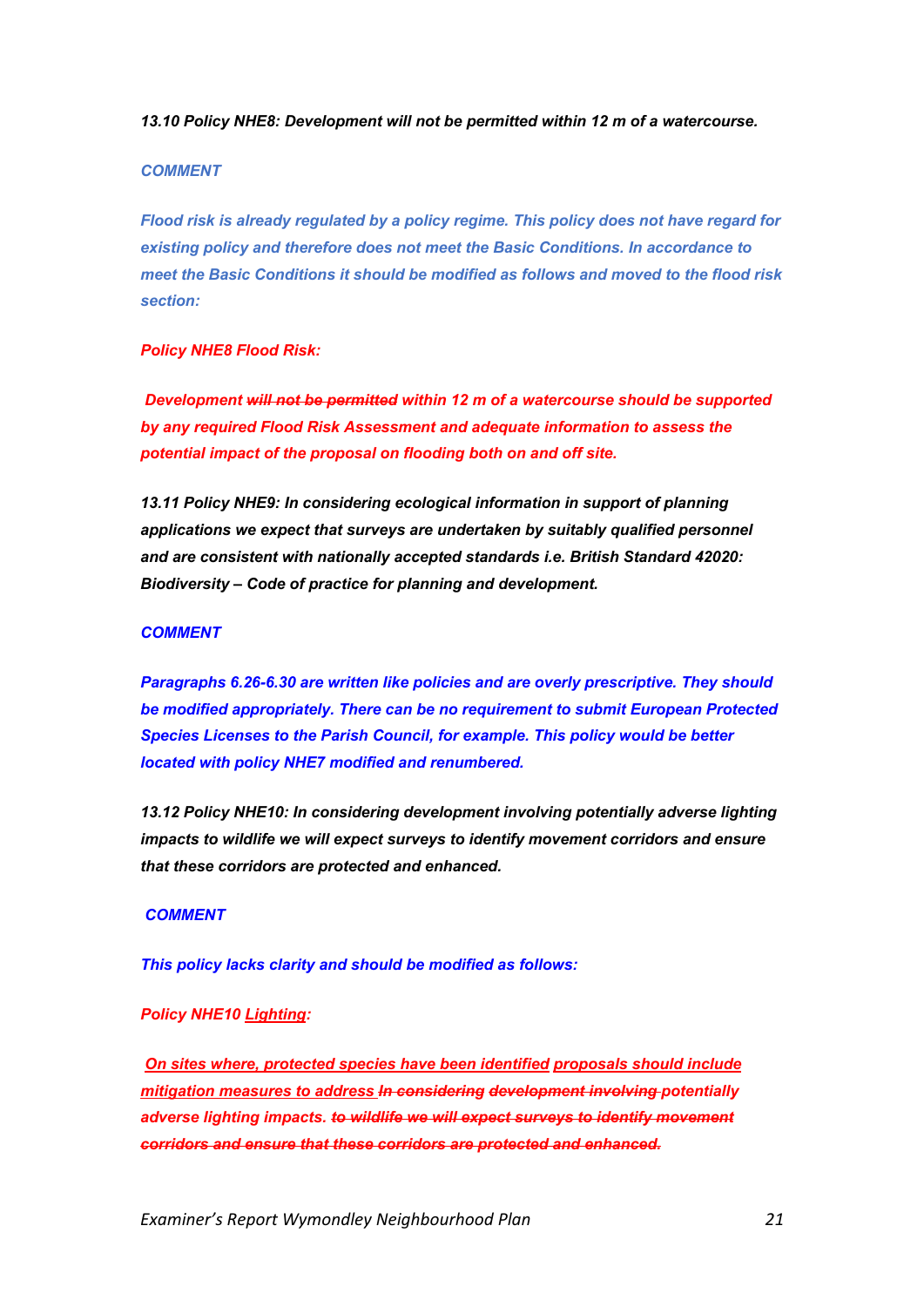***13.10 Policy NHE8: Development will not be permitted within 12 m of a watercourse.***

***COMMENT***

***Flood risk is already regulated by a policy regime. This policy does not have regard for existing policy and therefore does not meet the Basic Conditions. In accordance to meet the Basic Conditions it should be modified as follows and moved to the flood risk section:***

***Policy NHE8 Flood Risk:***

***Development ~~will not be permitted~~ within 12 m of a watercourse should be supported by any required Flood Risk Assessment and adequate information to assess the potential impact of the proposal on flooding both on and off site.***

***13.11 Policy NHE9: In considering ecological information in support of planning applications we expect that surveys are undertaken by suitably qualified personnel and are consistent with nationally accepted standards i.e. British Standard 42020: Biodiversity – Code of practice for planning and development.***

***COMMENT***

***Paragraphs 6.26-6.30 are written like policies and are overly prescriptive. They should be modified appropriately. There can be no requirement to submit European Protected Species Licenses to the Parish Council, for example. This policy would be better located with policy NHE7 modified and renumbered.***

***13.12 Policy NHE10: In considering development involving potentially adverse lighting impacts to wildlife we will expect surveys to identify movement corridors and ensure that these corridors are protected and enhanced.***

***COMMENT***

***This policy lacks clarity and should be modified as follows:***

***Policy NHE10 <u>Lighting</u>:***

***<u>On sites where, protected species have been identified</u> <u>proposals should include mitigation measures to address</u> ~~In considering development involving~~ potentially adverse lighting impacts. ~~to wildlife we will expect surveys to identify movement corridors and ensure that these corridors are protected and enhanced.~~***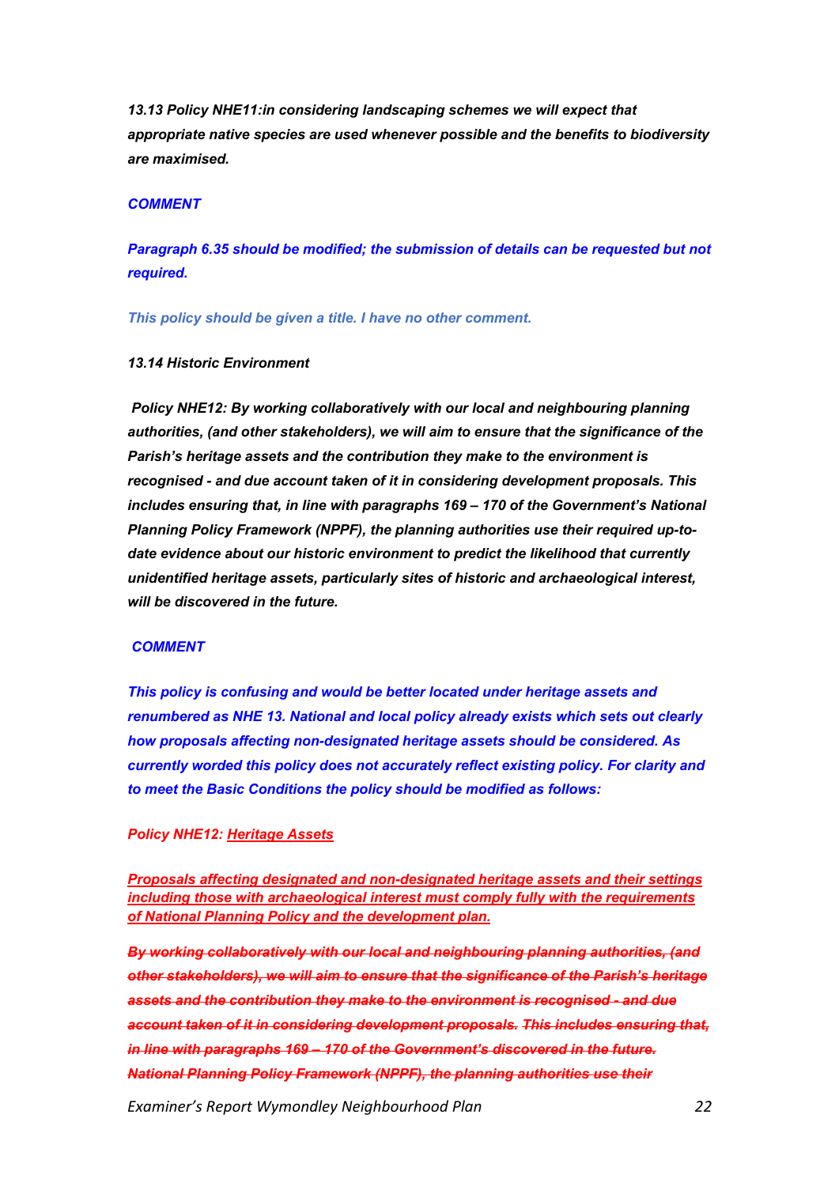***13.13 Policy NHE11:in considering landscaping schemes we will expect that appropriate native species are used whenever possible and the benefits to biodiversity are maximised.***

***COMMENT***

***Paragraph 6.35 should be modified; the submission of details can be requested but not required.***

***This policy should be given a title. I have no other comment.***

***13.14 Historic Environment***

***Policy NHE12: By working collaboratively with our local and neighbouring planning authorities, (and other stakeholders), we will aim to ensure that the significance of the Parish's heritage assets and the contribution they make to the environment is recognised - and due account taken of it in considering development proposals. This includes ensuring that, in line with paragraphs 169 – 170 of the Government's National Planning Policy Framework (NPPF), the planning authorities use their required up-to-date evidence about our historic environment to predict the likelihood that currently unidentified heritage assets, particularly sites of historic and archaeological interest, will be discovered in the future.***

***COMMENT***

***This policy is confusing and would be better located under heritage assets and renumbered as NHE 13. National and local policy already exists which sets out clearly how proposals affecting non-designated heritage assets should be considered. As currently worded this policy does not accurately reflect existing policy. For clarity and to meet the Basic Conditions the policy should be modified as follows:***

***Policy NHE12: <u>Heritage Assets</u>***

***<u>Proposals affecting designated and non-designated heritage assets and their settings including those with archaeological interest must comply fully with the requirements of National Planning Policy and the development plan.</u>***

***~~By working collaboratively with our local and neighbouring planning authorities, (and other stakeholders), we will aim to ensure that the significance of the Parish's heritage assets and the contribution they make to the environment is recognised - and due account taken of it in considering development proposals. This includes ensuring that, in line with paragraphs 169 – 170 of the Government's discovered in the future. National Planning Policy Framework (NPPF), the planning authorities use their~~***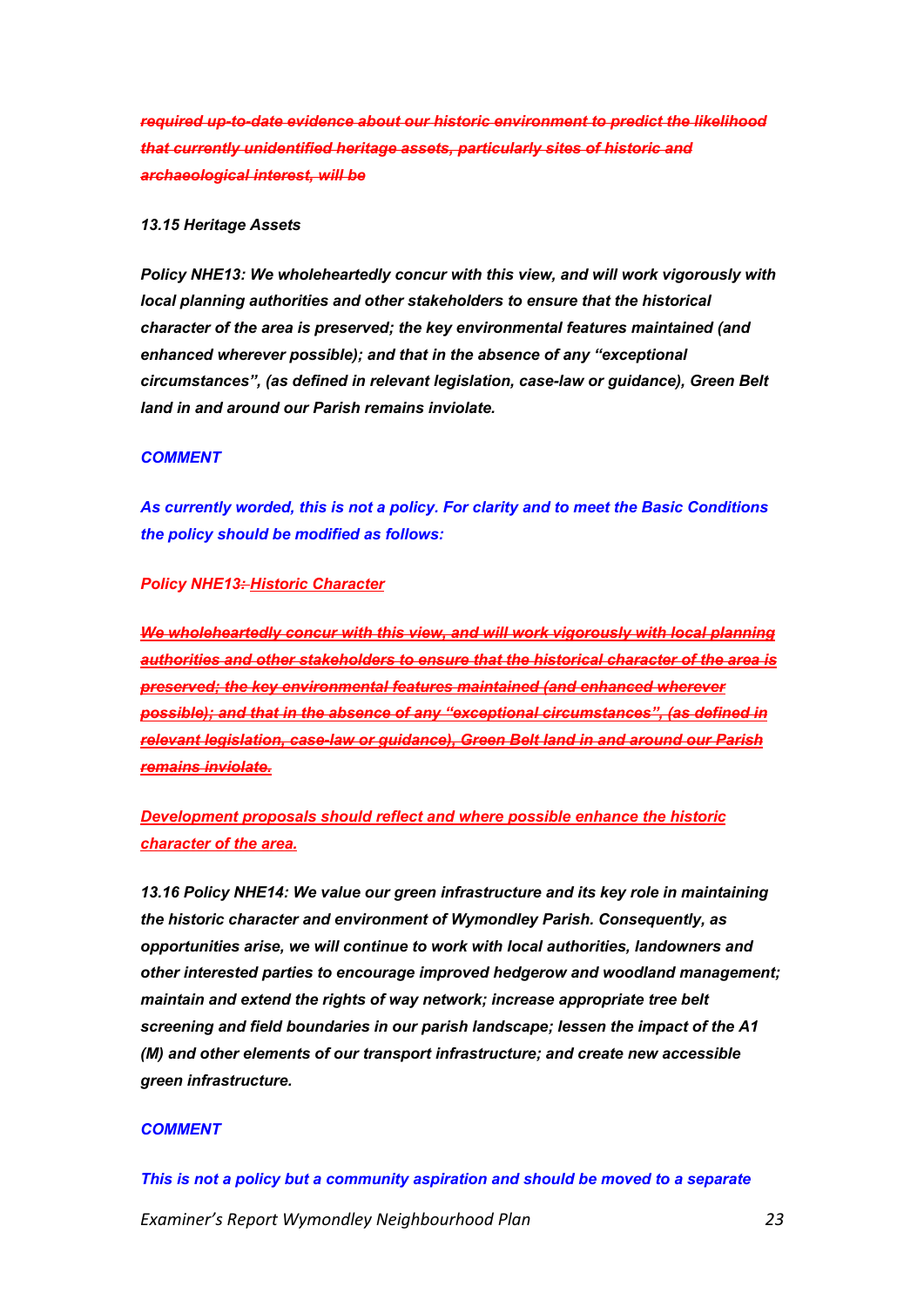~~***required up-to-date evidence about our historic environment to predict the likelihood that currently unidentified heritage assets, particularly sites of historic and archaeological interest, will be***~~

***13.15 Heritage Assets***

***Policy NHE13: We wholeheartedly concur with this view, and will work vigorously with local planning authorities and other stakeholders to ensure that the historical character of the area is preserved; the key environmental features maintained (and enhanced wherever possible); and that in the absence of any "exceptional circumstances", (as defined in relevant legislation, case-law or guidance), Green Belt land in and around our Parish remains inviolate.***

***COMMENT***

***As currently worded, this is not a policy. For clarity and to meet the Basic Conditions the policy should be modified as follows:***

***Policy NHE13~~:~~ Historic Character***

~~***We wholeheartedly concur with this view, and will work vigorously with local planning authorities and other stakeholders to ensure that the historical character of the area is preserved; the key environmental features maintained (and enhanced wherever possible); and that in the absence of any "exceptional circumstances", (as defined in relevant legislation, case-law or guidance), Green Belt land in and around our Parish remains inviolate.***~~

***Development proposals should reflect and where possible enhance the historic character of the area.***

***13.16 Policy NHE14: We value our green infrastructure and its key role in maintaining the historic character and environment of Wymondley Parish. Consequently, as opportunities arise, we will continue to work with local authorities, landowners and other interested parties to encourage improved hedgerow and woodland management; maintain and extend the rights of way network; increase appropriate tree belt screening and field boundaries in our parish landscape; lessen the impact of the A1 (M) and other elements of our transport infrastructure; and create new accessible green infrastructure.***

***COMMENT***

***This is not a policy but a community aspiration and should be moved to a separate***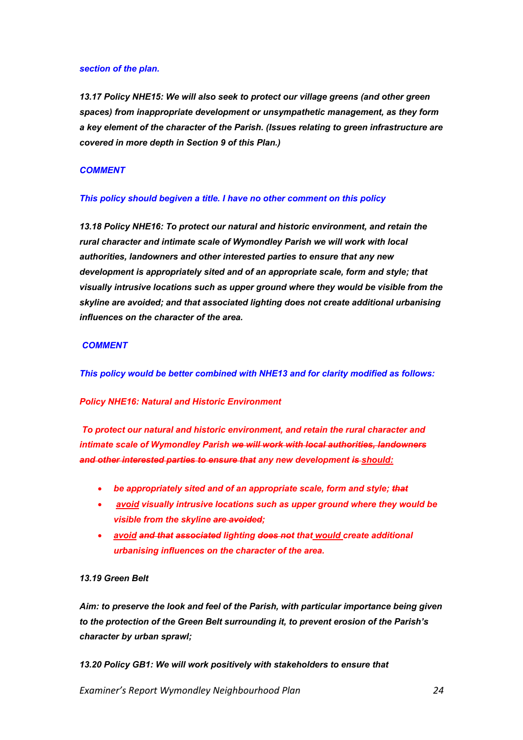***section of the plan.***

***13.17 Policy NHE15: We will also seek to protect our village greens (and other green spaces) from inappropriate development or unsympathetic management, as they form a key element of the character of the Parish. (Issues relating to green infrastructure are covered in more depth in Section 9 of this Plan.)***

***COMMENT***

***This policy should begiven a title. I have no other comment on this policy***

***13.18 Policy NHE16: To protect our natural and historic environment, and retain the rural character and intimate scale of Wymondley Parish we will work with local authorities, landowners and other interested parties to ensure that any new development is appropriately sited and of an appropriate scale, form and style; that visually intrusive locations such as upper ground where they would be visible from the skyline are avoided; and that associated lighting does not create additional urbanising influences on the character of the area.***

***COMMENT***

***This policy would be better combined with NHE13 and for clarity modified as follows:***

***Policy NHE16: Natural and Historic Environment***

***To protect our natural and historic environment, and retain the rural character and intimate scale of Wymondley Parish ~~we will work with local authorities, landowners and other interested parties to ensure that~~ any new development ~~is~~ <u>should:</u>***

- ***be appropriately sited and of an appropriate scale, form and style; ~~that~~***
- ***<u>avoid</u> visually intrusive locations such as upper ground where they would be visible from the skyline ~~are avoided~~;***
- ***<u>avoid</u> ~~and that~~ ~~associated~~ lighting ~~does not~~ that <u>would</u> create additional urbanising influences on the character of the area.***

***13.19 Green Belt***

***Aim: to preserve the look and feel of the Parish, with particular importance being given to the protection of the Green Belt surrounding it, to prevent erosion of the Parish's character by urban sprawl;***

***13.20 Policy GB1: We will work positively with stakeholders to ensure that***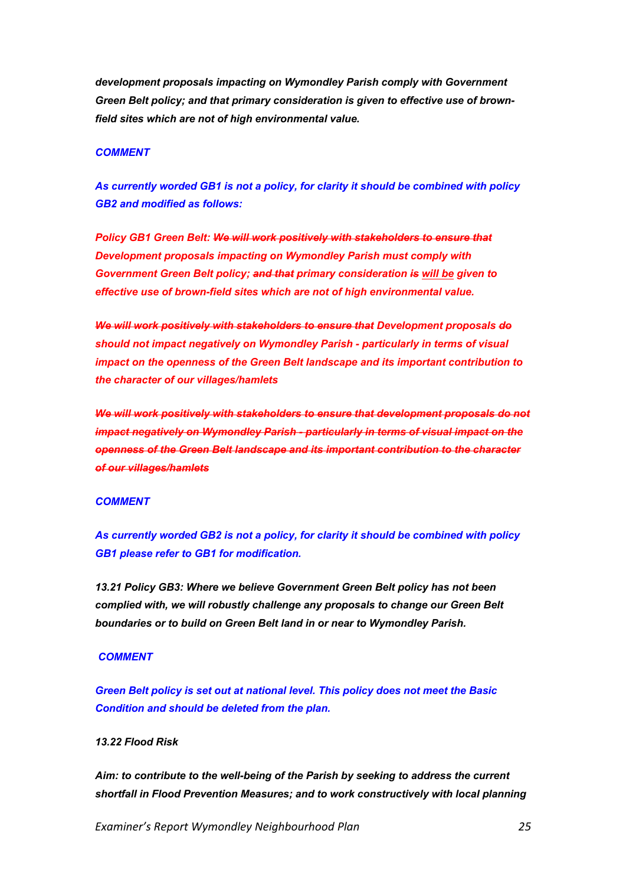*development proposals impacting on Wymondley Parish comply with Government Green Belt policy; and that primary consideration is given to effective use of brown-field sites which are not of high environmental value.*

***COMMENT***

***As currently worded GB1 is not a policy, for clarity it should be combined with policy GB2 and modified as follows:***

***Policy GB1 Green Belt: ~~We will work positively with stakeholders to ensure that~~ Development proposals impacting on Wymondley Parish must comply with Government Green Belt policy; ~~and that~~ primary consideration ~~is~~ <u>will be</u> given to effective use of brown-field sites which are not of high environmental value.***

***~~We will work positively with stakeholders to ensure that~~ Development proposals ~~do~~ should not impact negatively on Wymondley Parish - particularly in terms of visual impact on the openness of the Green Belt landscape and its important contribution to the character of our villages/hamlets***

***~~We will work positively with stakeholders to ensure that development proposals do not impact negatively on Wymondley Parish - particularly in terms of visual impact on the openness of the Green Belt landscape and its important contribution to the character of our villages/hamlets~~***

***COMMENT***

***As currently worded GB2 is not a policy, for clarity it should be combined with policy GB1 please refer to GB1 for modification.***

***13.21 Policy GB3: Where we believe Government Green Belt policy has not been complied with, we will robustly challenge any proposals to change our Green Belt boundaries or to build on Green Belt land in or near to Wymondley Parish.***

***COMMENT***

***Green Belt policy is set out at national level. This policy does not meet the Basic Condition and should be deleted from the plan.***

***13.22 Flood Risk***

***Aim: to contribute to the well-being of the Parish by seeking to address the current shortfall in Flood Prevention Measures; and to work constructively with local planning***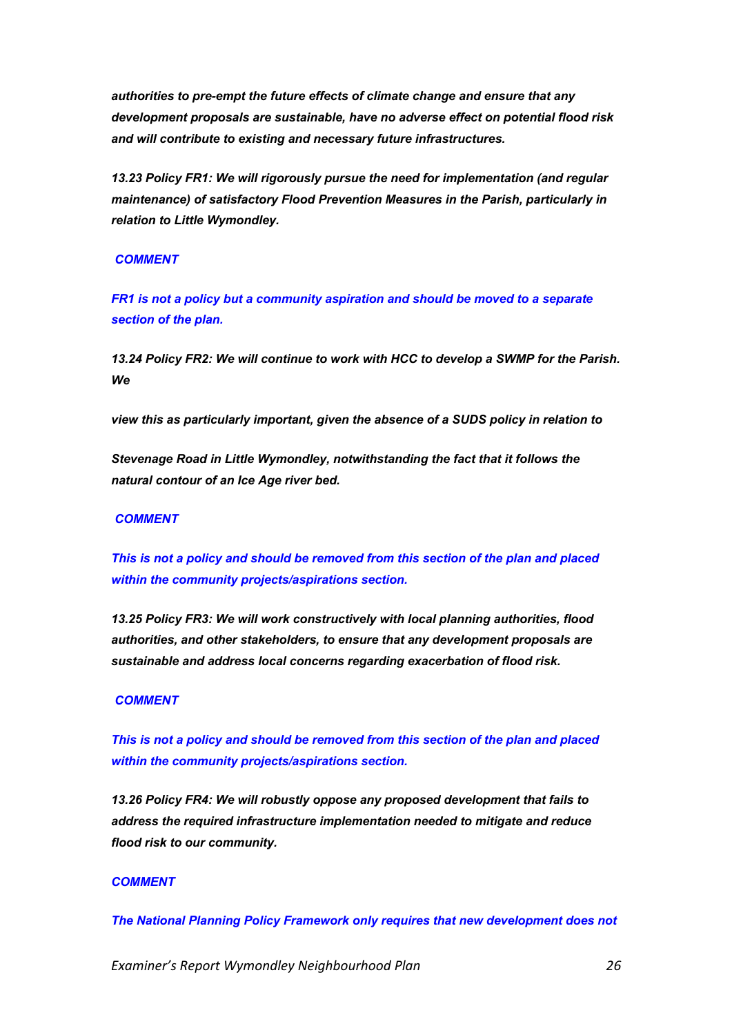***authorities to pre-empt the future effects of climate change and ensure that any development proposals are sustainable, have no adverse effect on potential flood risk and will contribute to existing and necessary future infrastructures.***

***13.23 Policy FR1: We will rigorously pursue the need for implementation (and regular maintenance) of satisfactory Flood Prevention Measures in the Parish, particularly in relation to Little Wymondley.***

***COMMENT***

***FR1 is not a policy but a community aspiration and should be moved to a separate section of the plan.***

***13.24 Policy FR2: We will continue to work with HCC to develop a SWMP for the Parish. We***

***view this as particularly important, given the absence of a SUDS policy in relation to***

***Stevenage Road in Little Wymondley, notwithstanding the fact that it follows the natural contour of an Ice Age river bed.***

***COMMENT***

***This is not a policy and should be removed from this section of the plan and placed within the community projects/aspirations section.***

***13.25 Policy FR3: We will work constructively with local planning authorities, flood authorities, and other stakeholders, to ensure that any development proposals are sustainable and address local concerns regarding exacerbation of flood risk.***

***COMMENT***

***This is not a policy and should be removed from this section of the plan and placed within the community projects/aspirations section.***

***13.26 Policy FR4: We will robustly oppose any proposed development that fails to address the required infrastructure implementation needed to mitigate and reduce flood risk to our community.***

***COMMENT***

***The National Planning Policy Framework only requires that new development does not***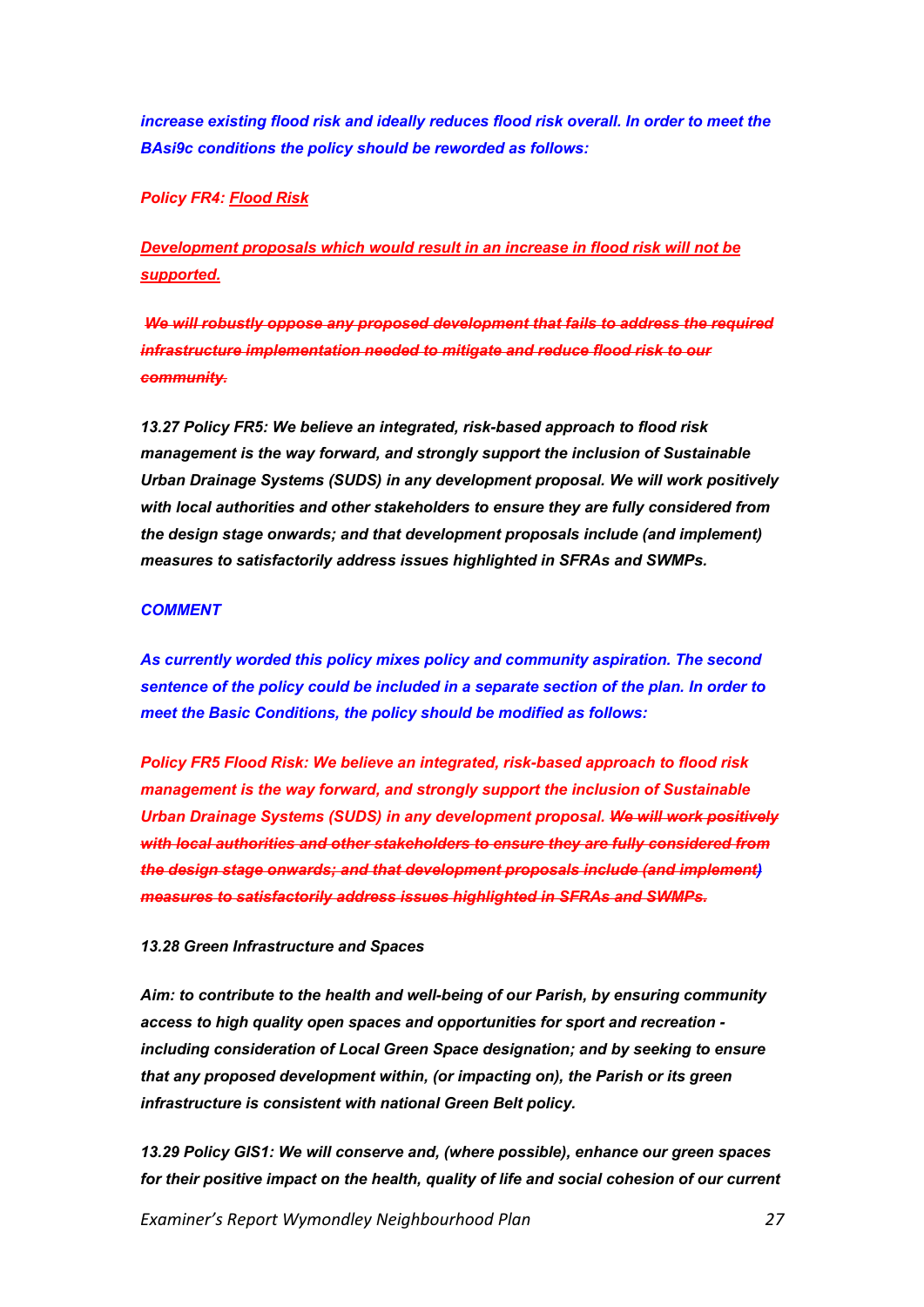*increase existing flood risk and ideally reduces flood risk overall. In order to meet the BAsi9c conditions the policy should be reworded as follows:*

*Policy FR4: <u>Flood Risk</u>*

*<u>Development proposals which would result in an increase in flood risk will not be supported.</u>*

*~~We will robustly oppose any proposed development that fails to address the required infrastructure implementation needed to mitigate and reduce flood risk to our community.~~*

*13.27 Policy FR5: We believe an integrated, risk-based approach to flood risk management is the way forward, and strongly support the inclusion of Sustainable Urban Drainage Systems (SUDS) in any development proposal. We will work positively with local authorities and other stakeholders to ensure they are fully considered from the design stage onwards; and that development proposals include (and implement) measures to satisfactorily address issues highlighted in SFRAs and SWMPs.*

***COMMENT***

***As currently worded this policy mixes policy and community aspiration. The second sentence of the policy could be included in a separate section of the plan. In order to meet the Basic Conditions, the policy should be modified as follows:***

***Policy FR5 Flood Risk: We believe an integrated, risk-based approach to flood risk management is the way forward, and strongly support the inclusion of Sustainable Urban Drainage Systems (SUDS) in any development proposal. ~~We will work positively with local authorities and other stakeholders to ensure they are fully considered from the design stage onwards; and that development proposals include (and implement) measures to satisfactorily address issues highlighted in SFRAs and SWMPs.~~***

*13.28 Green Infrastructure and Spaces*

***Aim: to contribute to the health and well-being of our Parish, by ensuring community access to high quality open spaces and opportunities for sport and recreation - including consideration of Local Green Space designation; and by seeking to ensure that any proposed development within, (or impacting on), the Parish or its green infrastructure is consistent with national Green Belt policy.***

***13.29 Policy GIS1: We will conserve and, (where possible), enhance our green spaces for their positive impact on the health, quality of life and social cohesion of our current***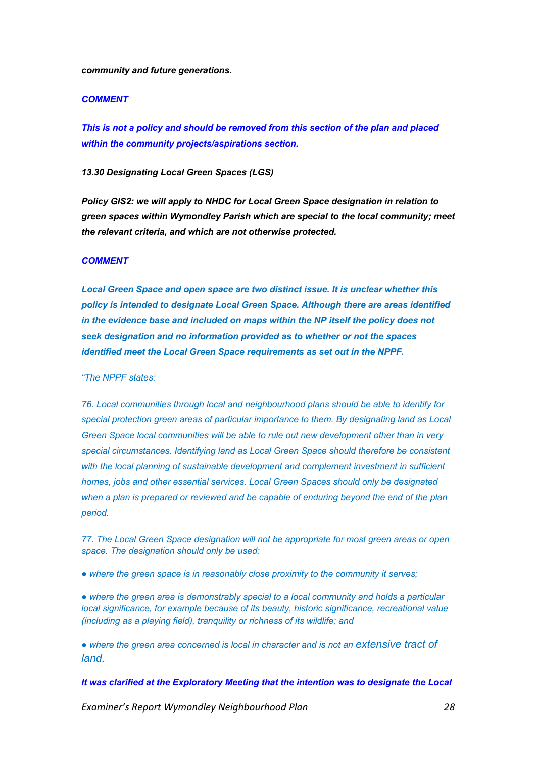***community and future generations.***

***COMMENT***

***This is not a policy and should be removed from this section of the plan and placed within the community projects/aspirations section.***

***13.30 Designating Local Green Spaces (LGS)***

***Policy GIS2: we will apply to NHDC for Local Green Space designation in relation to green spaces within Wymondley Parish which are special to the local community; meet the relevant criteria, and which are not otherwise protected.***

***COMMENT***

***Local Green Space and open space are two distinct issue. It is unclear whether this policy is intended to designate Local Green Space. Although there are areas identified in the evidence base and included on maps within the NP itself the policy does not seek designation and no information provided as to whether or not the spaces identified meet the Local Green Space requirements as set out in the NPPF.***

*"The NPPF states:*

*76. Local communities through local and neighbourhood plans should be able to identify for special protection green areas of particular importance to them. By designating land as Local Green Space local communities will be able to rule out new development other than in very special circumstances. Identifying land as Local Green Space should therefore be consistent with the local planning of sustainable development and complement investment in sufficient homes, jobs and other essential services. Local Green Spaces should only be designated when a plan is prepared or reviewed and be capable of enduring beyond the end of the plan period.*

*77. The Local Green Space designation will not be appropriate for most green areas or open space. The designation should only be used:*

- *where the green space is in reasonably close proximity to the community it serves;*
- *where the green area is demonstrably special to a local community and holds a particular local significance, for example because of its beauty, historic significance, recreational value (including as a playing field), tranquility or richness of its wildlife; and*
- *where the green area concerned is local in character and is not an extensive tract of land.*

***It was clarified at the Exploratory Meeting that the intention was to designate the Local***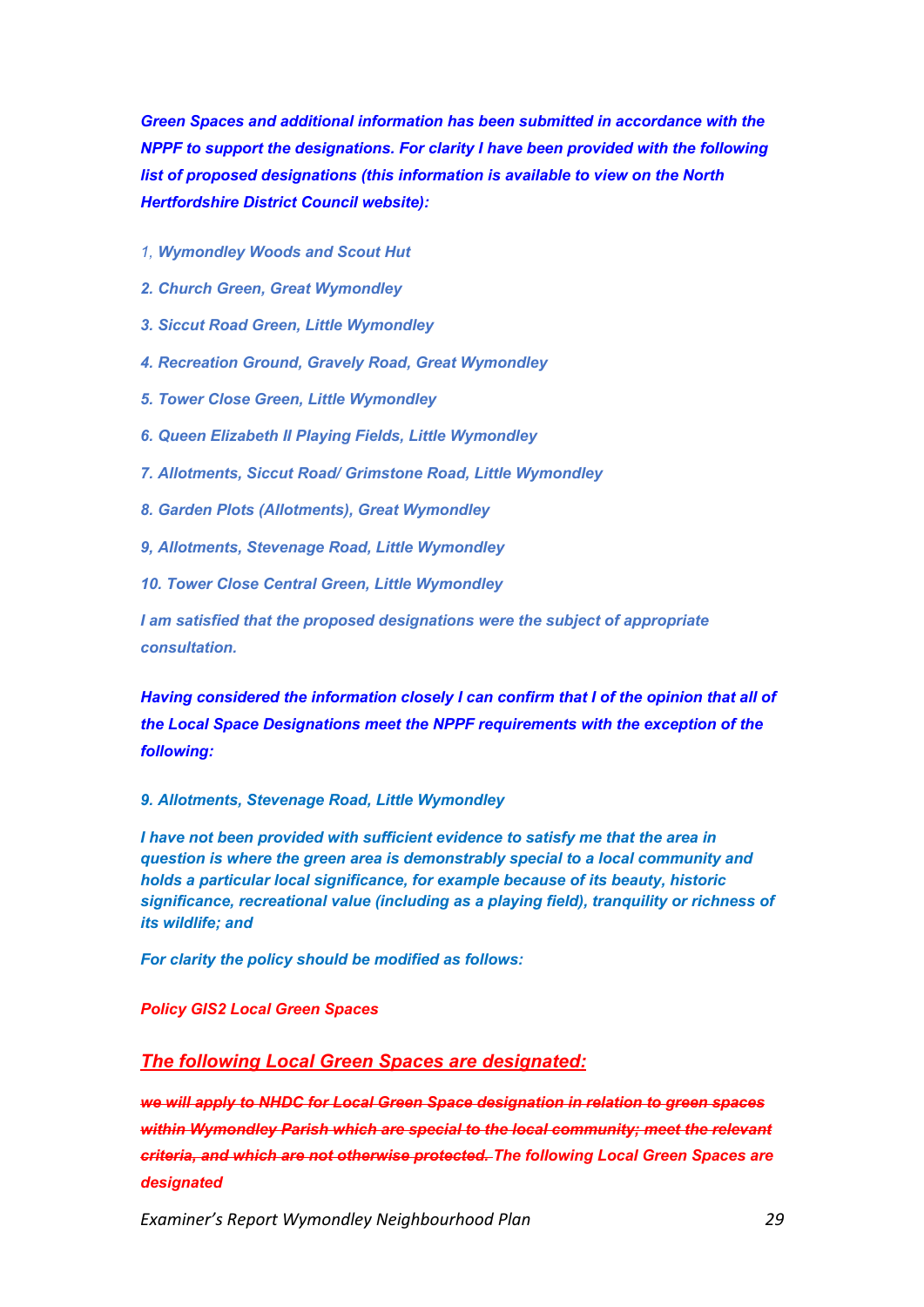***Green Spaces and additional information has been submitted in accordance with the NPPF to support the designations. For clarity I have been provided with the following list of proposed designations (this information is available to view on the North Hertfordshire District Council website):***

*1, **Wymondley Woods and Scout Hut***

***2. Church Green, Great Wymondley***

***3. Siccut Road Green, Little Wymondley***

***4. Recreation Ground, Gravely Road, Great Wymondley***

***5. Tower Close Green, Little Wymondley***

***6. Queen Elizabeth II Playing Fields, Little Wymondley***

***7. Allotments, Siccut Road/ Grimstone Road, Little Wymondley***

***8. Garden Plots (Allotments), Great Wymondley***

***9, Allotments, Stevenage Road, Little Wymondley***

***10. Tower Close Central Green, Little Wymondley***

***I am satisfied that the proposed designations were the subject of appropriate consultation.***

***Having considered the information closely I can confirm that I of the opinion that all of the Local Space Designations meet the NPPF requirements with the exception of the following:***

***9. Allotments, Stevenage Road, Little Wymondley***

***I have not been provided with sufficient evidence to satisfy me that the area in question is where the green area is demonstrably special to a local community and holds a particular local significance, for example because of its beauty, historic significance, recreational value (including as a playing field), tranquility or richness of its wildlife; and***

***For clarity the policy should be modified as follows:***

***Policy GIS2 Local Green Spaces***

## ***The following Local Green Spaces are designated:***

***~~we will apply to NHDC for Local Green Space designation in relation to green spaces within Wymondley Parish which are special to the local community; meet the relevant criteria, and which are not otherwise protected.~~ The following Local Green Spaces are designated***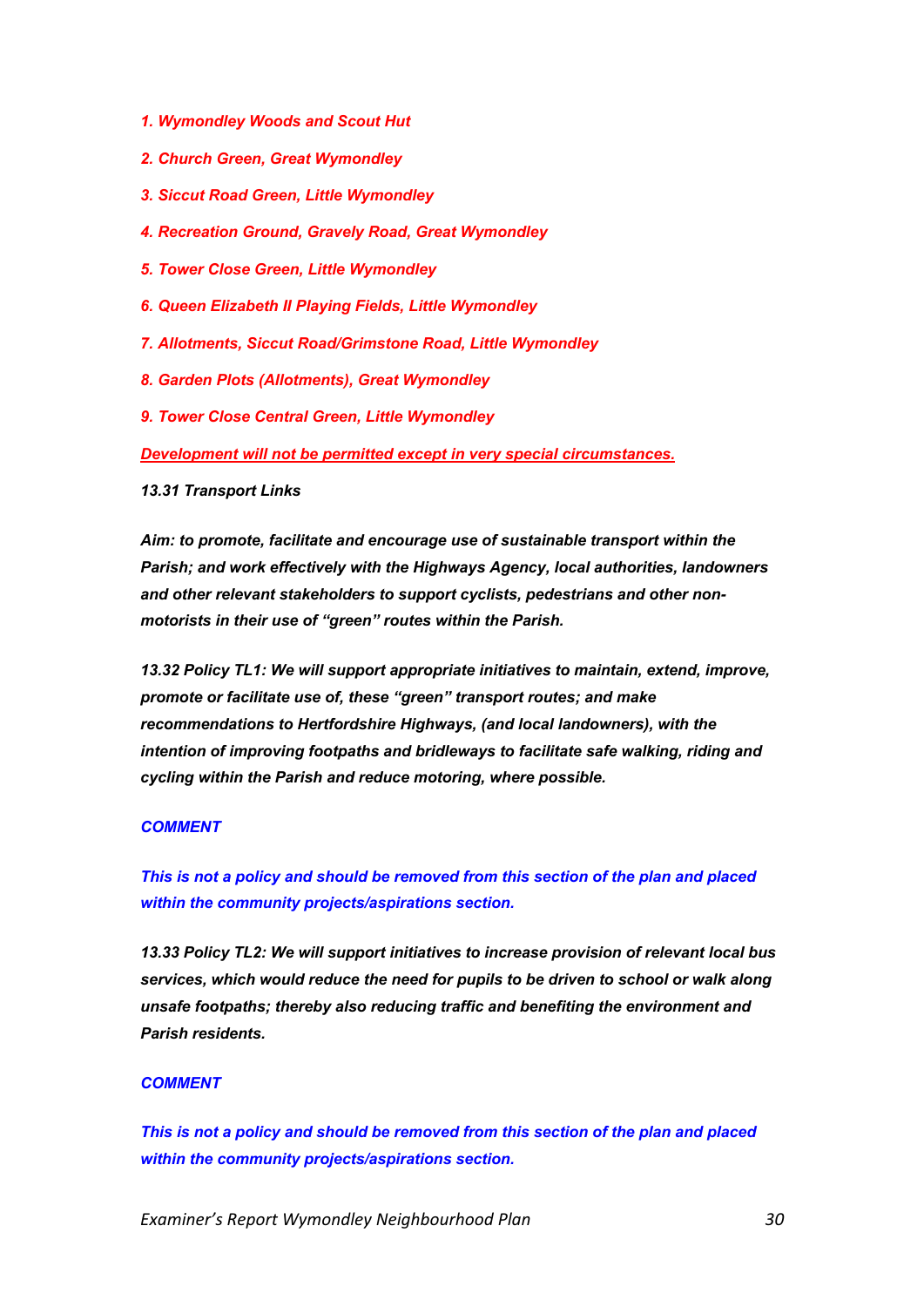*1. Wymondley Woods and Scout Hut*

*2. Church Green, Great Wymondley*

*3. Siccut Road Green, Little Wymondley*

*4. Recreation Ground, Gravely Road, Great Wymondley*

*5. Tower Close Green, Little Wymondley*

*6. Queen Elizabeth II Playing Fields, Little Wymondley*

*7. Allotments, Siccut Road/Grimstone Road, Little Wymondley*

*8. Garden Plots (Allotments), Great Wymondley*

*9. Tower Close Central Green, Little Wymondley*

***Development will not be permitted except in very special circumstances.***

***13.31 Transport Links***

***Aim: to promote, facilitate and encourage use of sustainable transport within the Parish; and work effectively with the Highways Agency, local authorities, landowners and other relevant stakeholders to support cyclists, pedestrians and other non-motorists in their use of "green" routes within the Parish.***

***13.32 Policy TL1: We will support appropriate initiatives to maintain, extend, improve, promote or facilitate use of, these "green" transport routes; and make recommendations to Hertfordshire Highways, (and local landowners), with the intention of improving footpaths and bridleways to facilitate safe walking, riding and cycling within the Parish and reduce motoring, where possible.***

***COMMENT***

***This is not a policy and should be removed from this section of the plan and placed within the community projects/aspirations section.***

***13.33 Policy TL2: We will support initiatives to increase provision of relevant local bus services, which would reduce the need for pupils to be driven to school or walk along unsafe footpaths; thereby also reducing traffic and benefiting the environment and Parish residents.***

***COMMENT***

***This is not a policy and should be removed from this section of the plan and placed within the community projects/aspirations section.***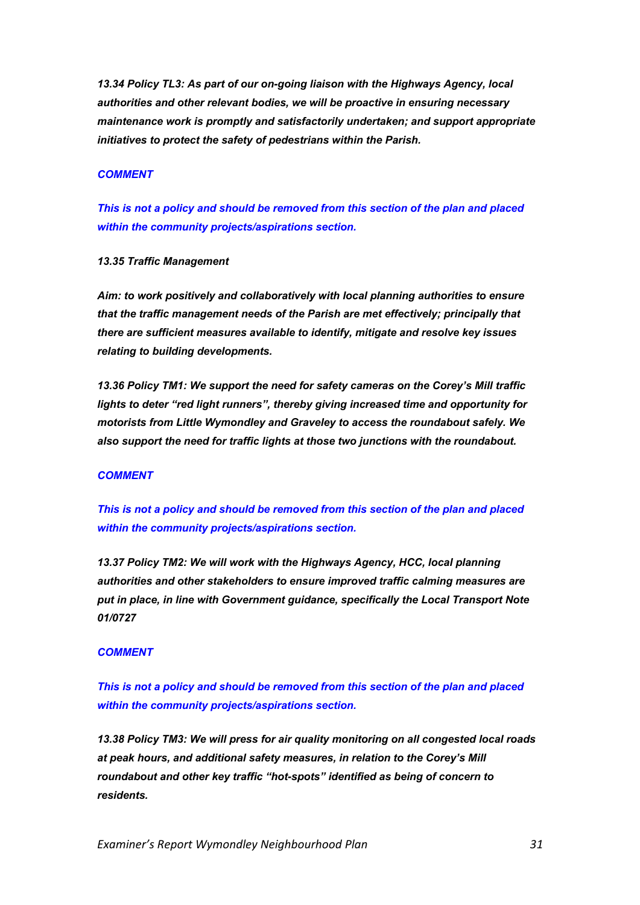***13.34 Policy TL3: As part of our on-going liaison with the Highways Agency, local authorities and other relevant bodies, we will be proactive in ensuring necessary maintenance work is promptly and satisfactorily undertaken; and support appropriate initiatives to protect the safety of pedestrians within the Parish.***

***COMMENT***

***This is not a policy and should be removed from this section of the plan and placed within the community projects/aspirations section.***

***13.35 Traffic Management***

***Aim: to work positively and collaboratively with local planning authorities to ensure that the traffic management needs of the Parish are met effectively; principally that there are sufficient measures available to identify, mitigate and resolve key issues relating to building developments.***

***13.36 Policy TM1: We support the need for safety cameras on the Corey's Mill traffic lights to deter "red light runners", thereby giving increased time and opportunity for motorists from Little Wymondley and Graveley to access the roundabout safely. We also support the need for traffic lights at those two junctions with the roundabout.***

***COMMENT***

***This is not a policy and should be removed from this section of the plan and placed within the community projects/aspirations section.***

***13.37 Policy TM2: We will work with the Highways Agency, HCC, local planning authorities and other stakeholders to ensure improved traffic calming measures are put in place, in line with Government guidance, specifically the Local Transport Note 01/0727***

***COMMENT***

***This is not a policy and should be removed from this section of the plan and placed within the community projects/aspirations section.***

***13.38 Policy TM3: We will press for air quality monitoring on all congested local roads at peak hours, and additional safety measures, in relation to the Corey's Mill roundabout and other key traffic "hot-spots" identified as being of concern to residents.***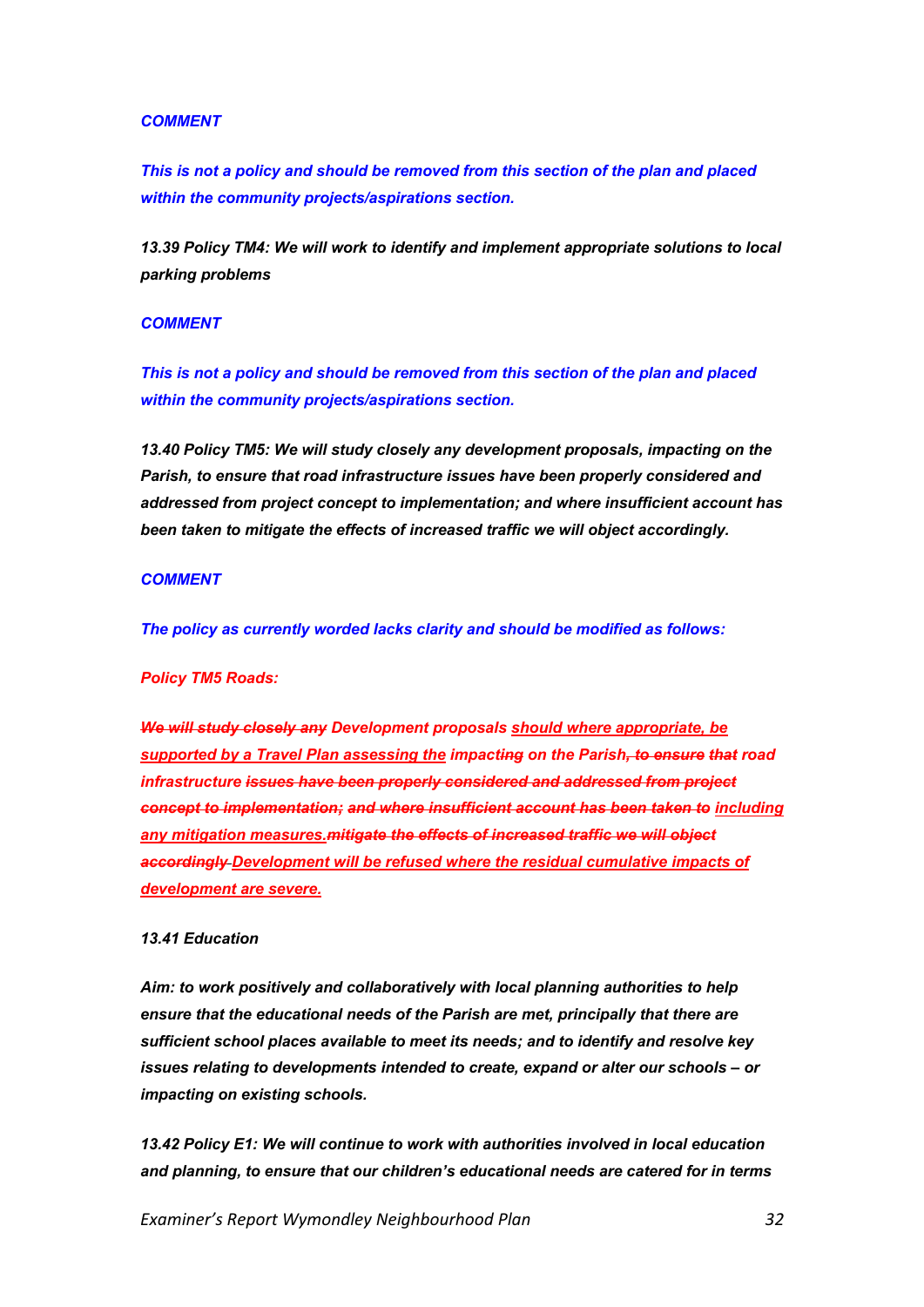***COMMENT***

***This is not a policy and should be removed from this section of the plan and placed within the community projects/aspirations section.***

***13.39 Policy TM4: We will work to identify and implement appropriate solutions to local parking problems***

***COMMENT***

***This is not a policy and should be removed from this section of the plan and placed within the community projects/aspirations section.***

***13.40 Policy TM5: We will study closely any development proposals, impacting on the Parish, to ensure that road infrastructure issues have been properly considered and addressed from project concept to implementation; and where insufficient account has been taken to mitigate the effects of increased traffic we will object accordingly.***

***COMMENT***

***The policy as currently worded lacks clarity and should be modified as follows:***

***Policy TM5 Roads:***

***~~We will study closely any~~ Development proposals <u>should where appropriate, be supported by a Travel Plan assessing the</u> impact~~ing~~ on the Parish~~, to ensure that~~ road infrastructure ~~issues have been properly considered and addressed from project concept to implementation; and where insufficient account has been taken to~~ <u>including any mitigation measures.</u>~~mitigate the effects of increased traffic we will object accordingly~~ <u>Development will be refused where the residual cumulative impacts of development are severe.</u>***

***13.41 Education***

***Aim: to work positively and collaboratively with local planning authorities to help ensure that the educational needs of the Parish are met, principally that there are sufficient school places available to meet its needs; and to identify and resolve key issues relating to developments intended to create, expand or alter our schools – or impacting on existing schools.***

***13.42 Policy E1: We will continue to work with authorities involved in local education and planning, to ensure that our children's educational needs are catered for in terms***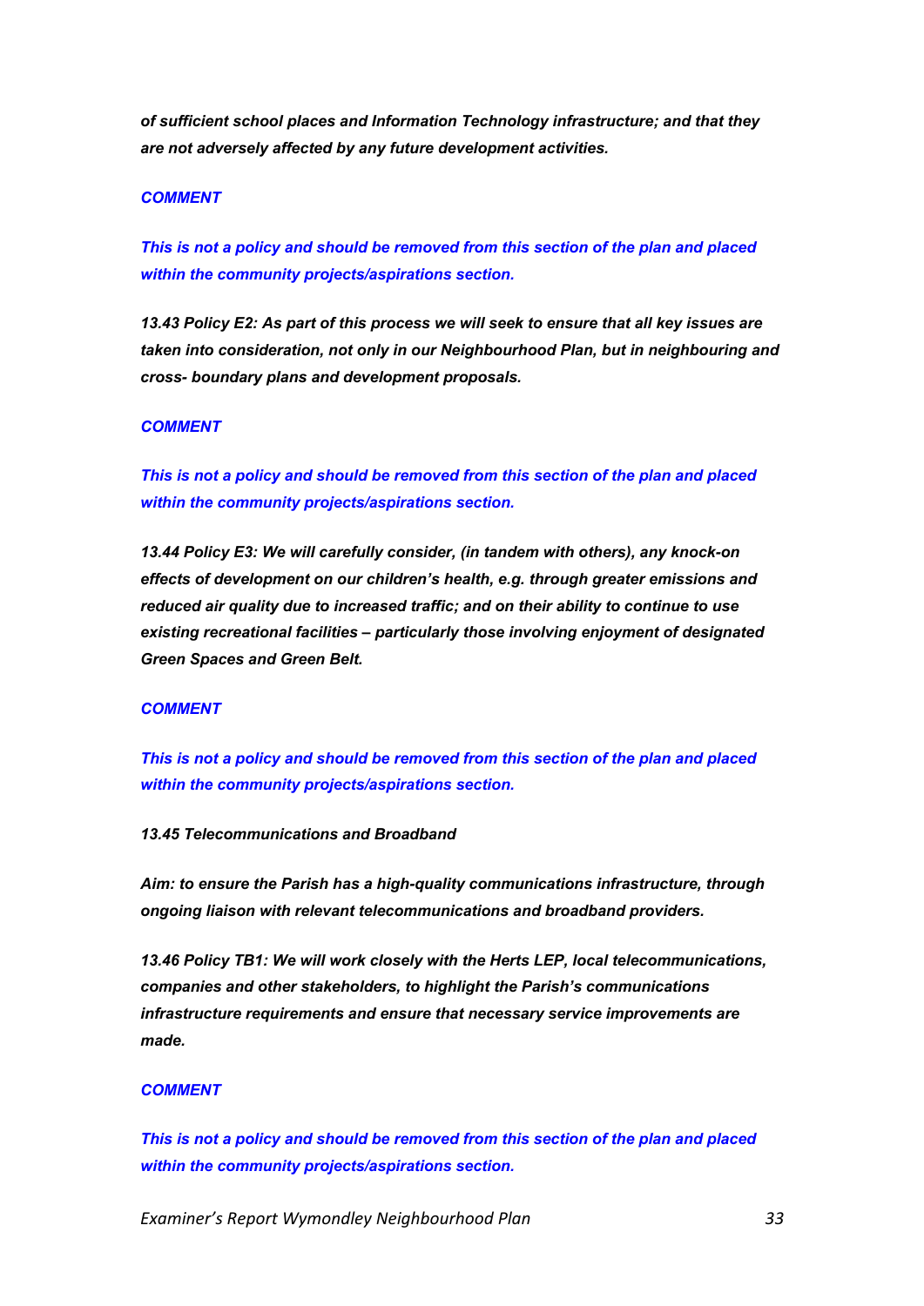***of sufficient school places and Information Technology infrastructure; and that they are not adversely affected by any future development activities.***

***COMMENT***

***This is not a policy and should be removed from this section of the plan and placed within the community projects/aspirations section.***

***13.43 Policy E2: As part of this process we will seek to ensure that all key issues are taken into consideration, not only in our Neighbourhood Plan, but in neighbouring and cross- boundary plans and development proposals.***

***COMMENT***

***This is not a policy and should be removed from this section of the plan and placed within the community projects/aspirations section.***

***13.44 Policy E3: We will carefully consider, (in tandem with others), any knock-on effects of development on our children's health, e.g. through greater emissions and reduced air quality due to increased traffic; and on their ability to continue to use existing recreational facilities – particularly those involving enjoyment of designated Green Spaces and Green Belt.***

***COMMENT***

***This is not a policy and should be removed from this section of the plan and placed within the community projects/aspirations section.***

***13.45 Telecommunications and Broadband***

***Aim: to ensure the Parish has a high-quality communications infrastructure, through ongoing liaison with relevant telecommunications and broadband providers.***

***13.46 Policy TB1: We will work closely with the Herts LEP, local telecommunications, companies and other stakeholders, to highlight the Parish's communications infrastructure requirements and ensure that necessary service improvements are made.***

***COMMENT***

***This is not a policy and should be removed from this section of the plan and placed within the community projects/aspirations section.***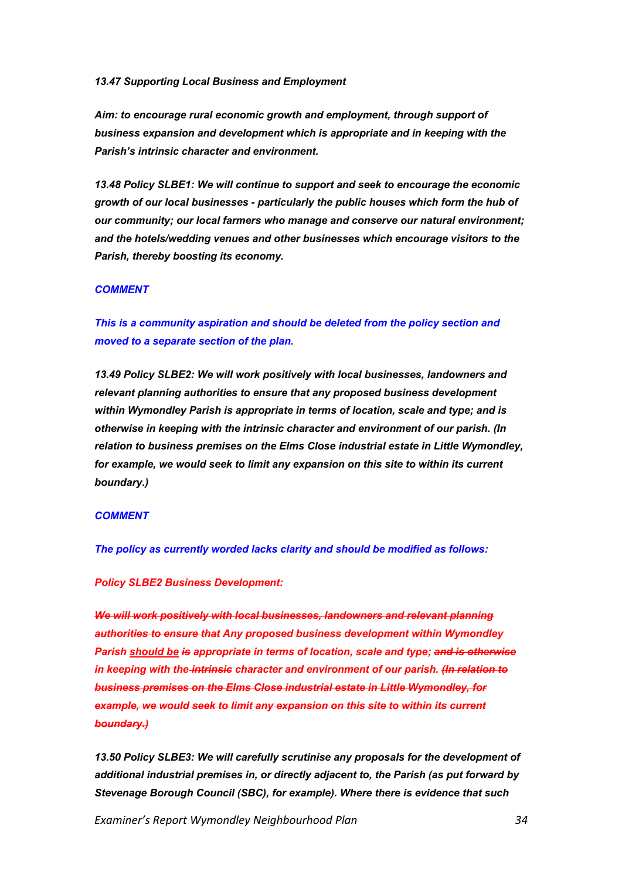***13.47 Supporting Local Business and Employment***

***Aim: to encourage rural economic growth and employment, through support of business expansion and development which is appropriate and in keeping with the Parish's intrinsic character and environment.***

***13.48 Policy SLBE1: We will continue to support and seek to encourage the economic growth of our local businesses - particularly the public houses which form the hub of our community; our local farmers who manage and conserve our natural environment; and the hotels/wedding venues and other businesses which encourage visitors to the Parish, thereby boosting its economy.***

***COMMENT***

***This is a community aspiration and should be deleted from the policy section and moved to a separate section of the plan.***

***13.49 Policy SLBE2: We will work positively with local businesses, landowners and relevant planning authorities to ensure that any proposed business development within Wymondley Parish is appropriate in terms of location, scale and type; and is otherwise in keeping with the intrinsic character and environment of our parish. (In relation to business premises on the Elms Close industrial estate in Little Wymondley, for example, we would seek to limit any expansion on this site to within its current boundary.)***

***COMMENT***

***The policy as currently worded lacks clarity and should be modified as follows:***

***Policy SLBE2 Business Development:***

***~~We will work positively with local businesses, landowners and relevant planning authorities to ensure that~~ Any proposed business development within Wymondley Parish <u>should be</u> ~~is~~ appropriate in terms of location, scale and type; ~~and is otherwise~~ in keeping with the ~~intrinsic~~ character and environment of our parish. ~~(In relation to business premises on the Elms Close industrial estate in Little Wymondley, for example, we would seek to limit any expansion on this site to within its current boundary.)~~***

***13.50 Policy SLBE3: We will carefully scrutinise any proposals for the development of additional industrial premises in, or directly adjacent to, the Parish (as put forward by Stevenage Borough Council (SBC), for example). Where there is evidence that such***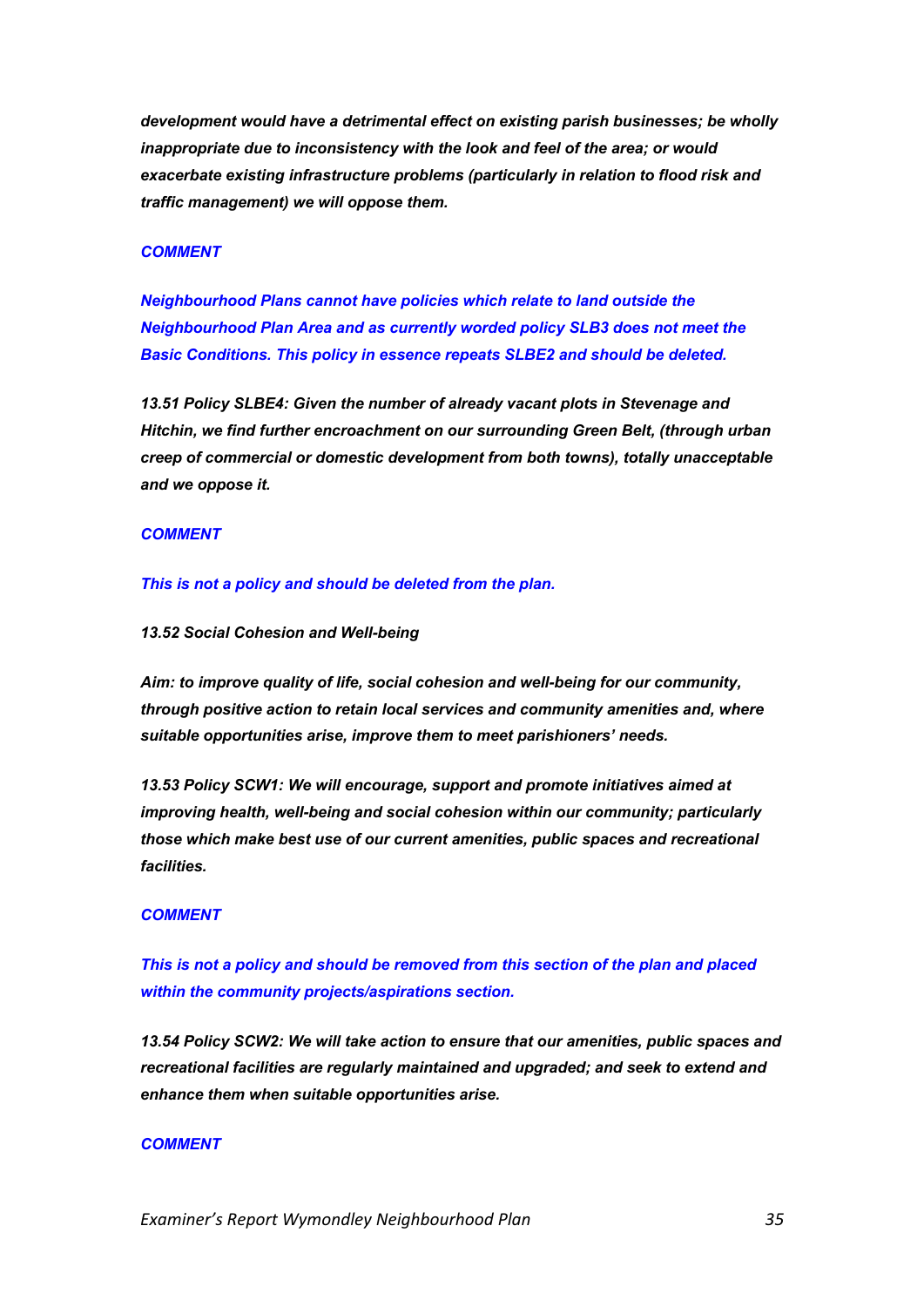***development would have a detrimental effect on existing parish businesses; be wholly inappropriate due to inconsistency with the look and feel of the area; or would exacerbate existing infrastructure problems (particularly in relation to flood risk and traffic management) we will oppose them.***

***COMMENT***

***Neighbourhood Plans cannot have policies which relate to land outside the Neighbourhood Plan Area and as currently worded policy SLB3 does not meet the Basic Conditions. This policy in essence repeats SLBE2 and should be deleted.***

***13.51 Policy SLBE4: Given the number of already vacant plots in Stevenage and Hitchin, we find further encroachment on our surrounding Green Belt, (through urban creep of commercial or domestic development from both towns), totally unacceptable and we oppose it.***

***COMMENT***

***This is not a policy and should be deleted from the plan.***

*13.52 Social Cohesion and Well-being*

***Aim: to improve quality of life, social cohesion and well-being for our community, through positive action to retain local services and community amenities and, where suitable opportunities arise, improve them to meet parishioners' needs.***

***13.53 Policy SCW1: We will encourage, support and promote initiatives aimed at improving health, well-being and social cohesion within our community; particularly those which make best use of our current amenities, public spaces and recreational facilities.***

***COMMENT***

***This is not a policy and should be removed from this section of the plan and placed within the community projects/aspirations section.***

***13.54 Policy SCW2: We will take action to ensure that our amenities, public spaces and recreational facilities are regularly maintained and upgraded; and seek to extend and enhance them when suitable opportunities arise.***

***COMMENT***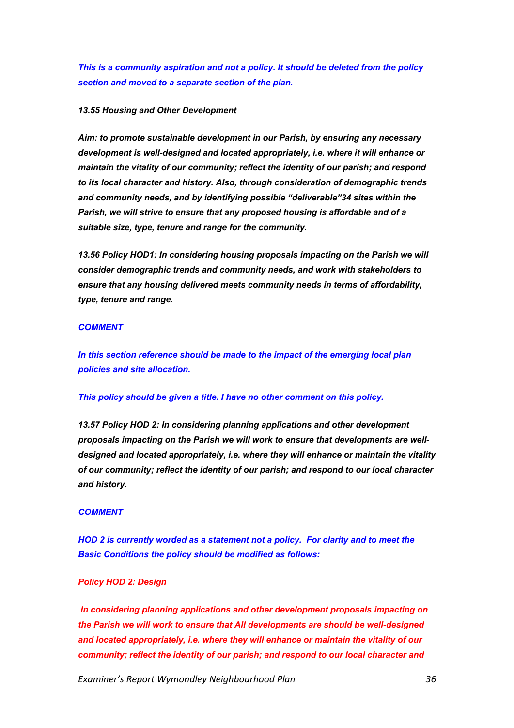***This is a community aspiration and not a policy. It should be deleted from the policy section and moved to a separate section of the plan.***

*13.55 Housing and Other Development*

***Aim: to promote sustainable development in our Parish, by ensuring any necessary development is well-designed and located appropriately, i.e. where it will enhance or maintain the vitality of our community; reflect the identity of our parish; and respond to its local character and history. Also, through consideration of demographic trends and community needs, and by identifying possible "deliverable"34 sites within the Parish, we will strive to ensure that any proposed housing is affordable and of a suitable size, type, tenure and range for the community.***

***13.56 Policy HOD1: In considering housing proposals impacting on the Parish we will consider demographic trends and community needs, and work with stakeholders to ensure that any housing delivered meets community needs in terms of affordability, type, tenure and range.***

***COMMENT***

***In this section reference should be made to the impact of the emerging local plan policies and site allocation.***

***This policy should be given a title. I have no other comment on this policy.***

***13.57 Policy HOD 2: In considering planning applications and other development proposals impacting on the Parish we will work to ensure that developments are well-designed and located appropriately, i.e. where they will enhance or maintain the vitality of our community; reflect the identity of our parish; and respond to our local character and history.***

***COMMENT***

***HOD 2 is currently worded as a statement not a policy. For clarity and to meet the Basic Conditions the policy should be modified as follows:***

***Policy HOD 2: Design***

***~~In considering planning applications and other development proposals impacting on the Parish we will work to ensure that~~ All developments ~~are~~ should be well-designed and located appropriately, i.e. where they will enhance or maintain the vitality of our community; reflect the identity of our parish; and respond to our local character and***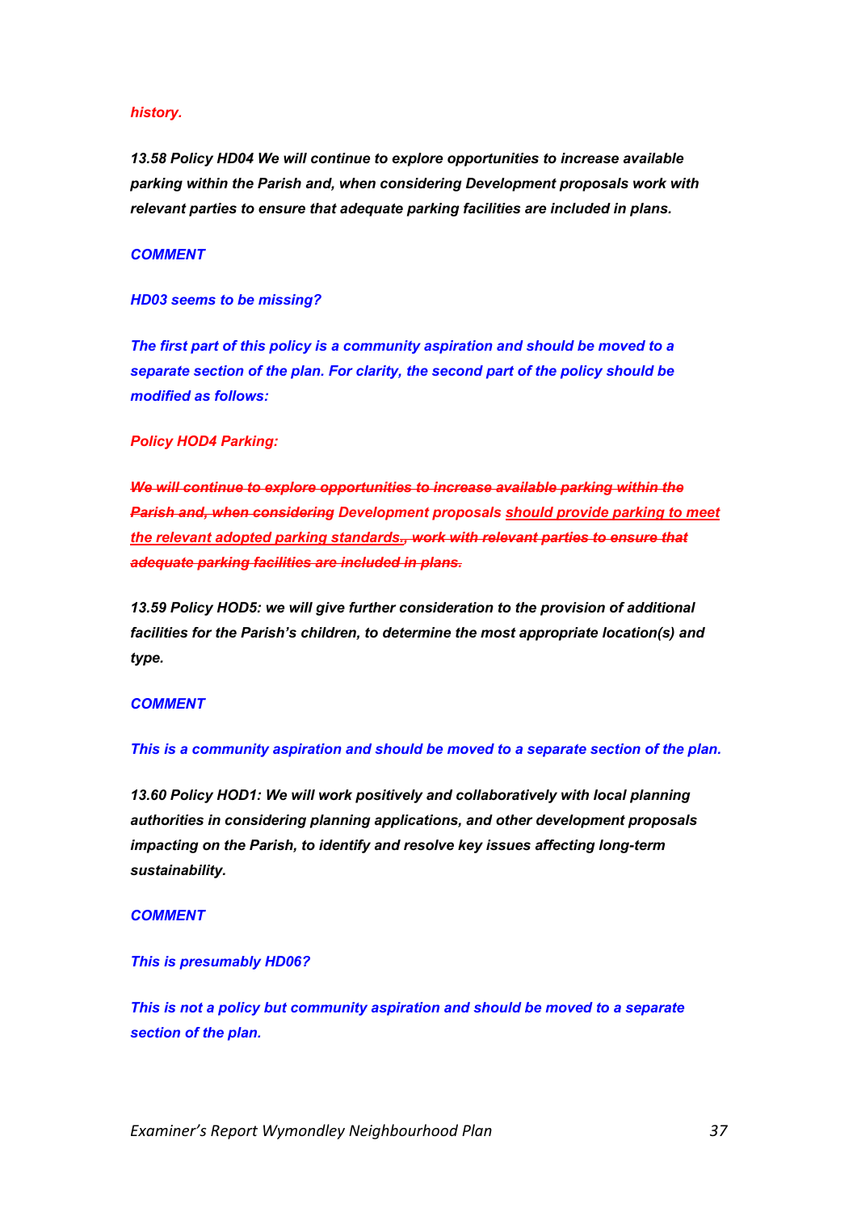***history.***

***13.58 Policy HD04 We will continue to explore opportunities to increase available parking within the Parish and, when considering Development proposals work with relevant parties to ensure that adequate parking facilities are included in plans.***

***COMMENT***

***HD03 seems to be missing?***

***The first part of this policy is a community aspiration and should be moved to a separate section of the plan. For clarity, the second part of the policy should be modified as follows:***

***Policy HOD4 Parking:***

***~~We will continue to explore opportunities to increase available parking within the Parish and, when considering~~ Development proposals <u>should provide parking to meet the relevant adopted parking standards.</u>~~, work with relevant parties to ensure that adequate parking facilities are included in plans.~~***

***13.59 Policy HOD5: we will give further consideration to the provision of additional facilities for the Parish's children, to determine the most appropriate location(s) and type.***

***COMMENT***

***This is a community aspiration and should be moved to a separate section of the plan.***

***13.60 Policy HOD1: We will work positively and collaboratively with local planning authorities in considering planning applications, and other development proposals impacting on the Parish, to identify and resolve key issues affecting long-term sustainability.***

***COMMENT***

***This is presumably HD06?***

***This is not a policy but community aspiration and should be moved to a separate section of the plan.***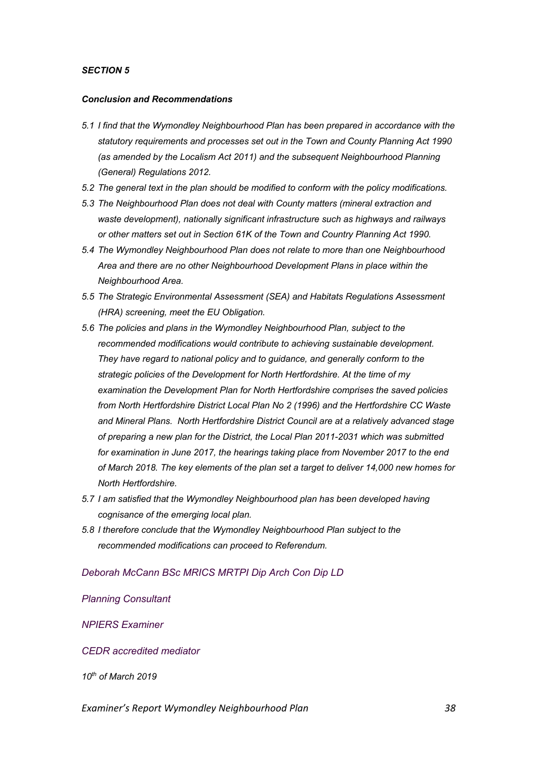## *SECTION 5*

### *Conclusion and Recommendations*

*5.1 I find that the Wymondley Neighbourhood Plan has been prepared in accordance with the statutory requirements and processes set out in the Town and County Planning Act 1990 (as amended by the Localism Act 2011) and the subsequent Neighbourhood Planning (General) Regulations 2012.*

*5.2 The general text in the plan should be modified to conform with the policy modifications.*

*5.3 The Neighbourhood Plan does not deal with County matters (mineral extraction and waste development), nationally significant infrastructure such as highways and railways or other matters set out in Section 61K of the Town and Country Planning Act 1990.*

*5.4 The Wymondley Neighbourhood Plan does not relate to more than one Neighbourhood Area and there are no other Neighbourhood Development Plans in place within the Neighbourhood Area.*

*5.5 The Strategic Environmental Assessment (SEA) and Habitats Regulations Assessment (HRA) screening, meet the EU Obligation.*

*5.6 The policies and plans in the Wymondley Neighbourhood Plan, subject to the recommended modifications would contribute to achieving sustainable development. They have regard to national policy and to guidance, and generally conform to the strategic policies of the Development for North Hertfordshire. At the time of my examination the Development Plan for North Hertfordshire comprises the saved policies from North Hertfordshire District Local Plan No 2 (1996) and the Hertfordshire CC Waste and Mineral Plans. North Hertfordshire District Council are at a relatively advanced stage of preparing a new plan for the District, the Local Plan 2011-2031 which was submitted for examination in June 2017, the hearings taking place from November 2017 to the end of March 2018. The key elements of the plan set a target to deliver 14,000 new homes for North Hertfordshire.*

*5.7 I am satisfied that the Wymondley Neighbourhood plan has been developed having cognisance of the emerging local plan.*

*5.8 I therefore conclude that the Wymondley Neighbourhood Plan subject to the recommended modifications can proceed to Referendum.*

*Deborah McCann BSc MRICS MRTPI Dip Arch Con Dip LD*

*Planning Consultant*

*NPIERS Examiner*

*CEDR accredited mediator*

*10th of March 2019*